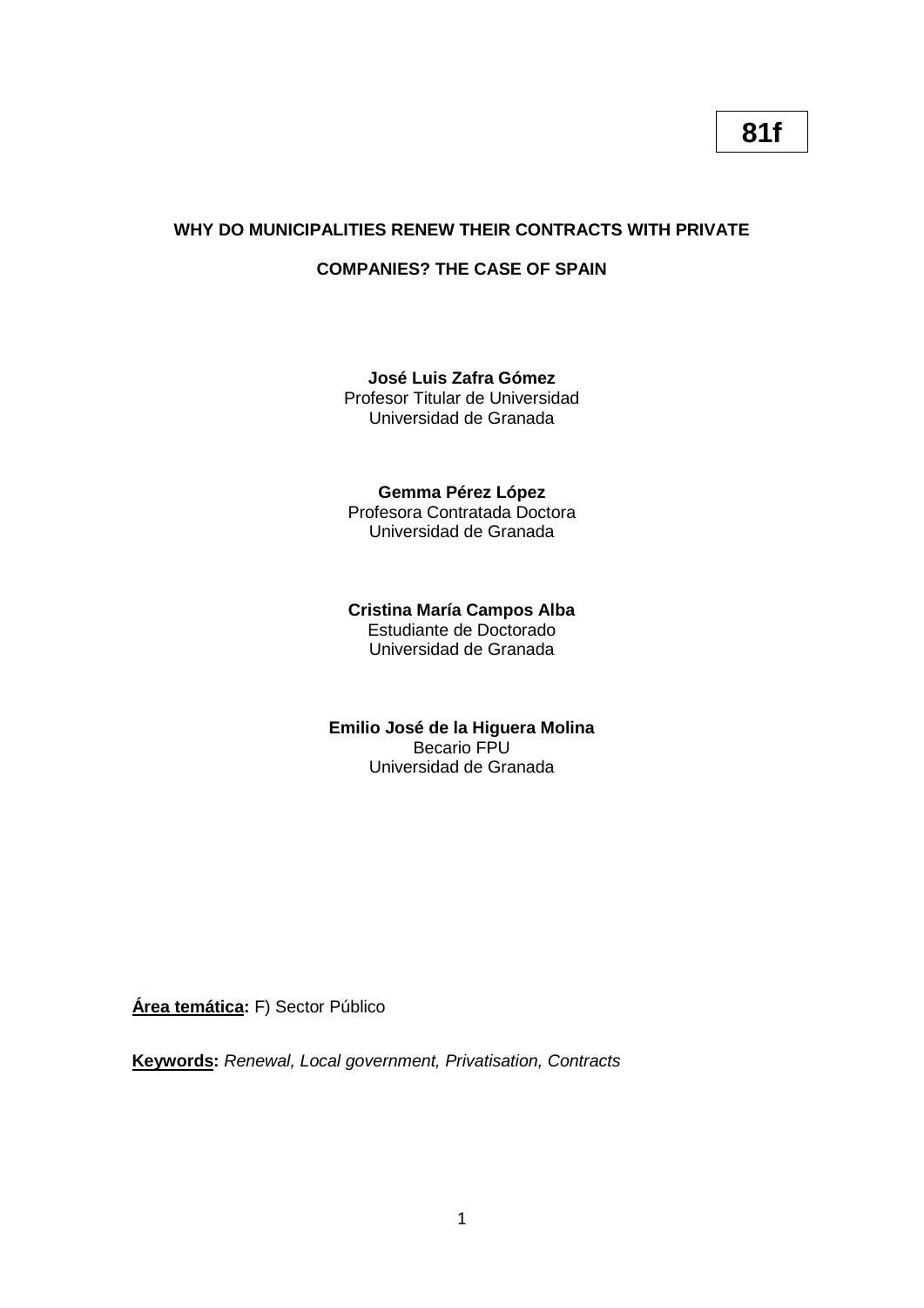**81f**

# WHY DO MUNICIPALITIES RENEW THEIR CONTRACTS WITH PRIVATE COMPANIES? THE CASE OF SPAIN

**José Luis Zafra Gómez**
Profesor Titular de Universidad
Universidad de Granada

**Gemma Pérez López**
Profesora Contratada Doctora
Universidad de Granada

**Cristina María Campos Alba**
Estudiante de Doctorado
Universidad de Granada

**Emilio José de la Higuera Molina**
Becario FPU
Universidad de Granada

**Área temática:** F) Sector Público

**Keywords:** *Renewal, Local government, Privatisation, Contracts*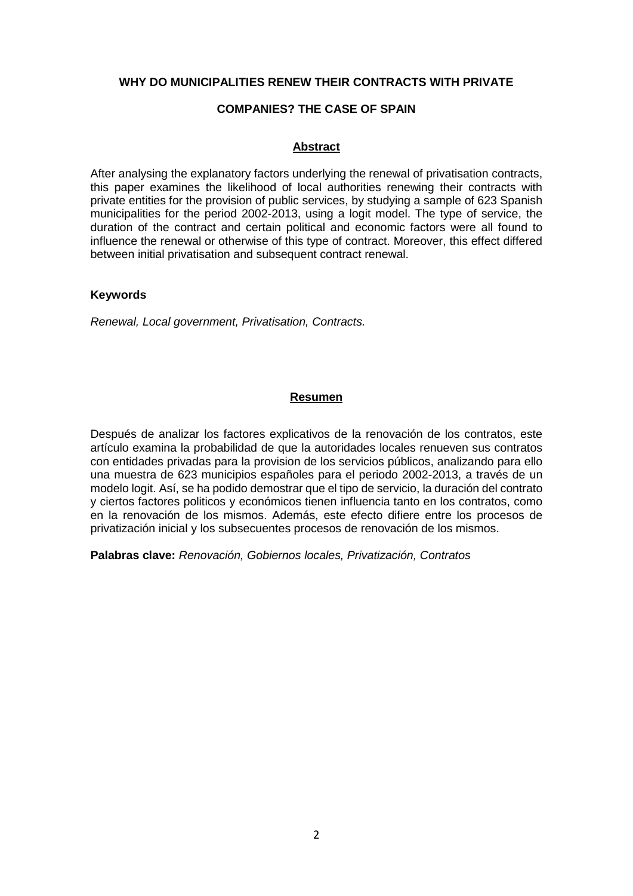# WHY DO MUNICIPALITIES RENEW THEIR CONTRACTS WITH PRIVATE COMPANIES? THE CASE OF SPAIN

## Abstract

After analysing the explanatory factors underlying the renewal of privatisation contracts, this paper examines the likelihood of local authorities renewing their contracts with private entities for the provision of public services, by studying a sample of 623 Spanish municipalities for the period 2002-2013, using a logit model. The type of service, the duration of the contract and certain political and economic factors were all found to influence the renewal or otherwise of this type of contract. Moreover, this effect differed between initial privatisation and subsequent contract renewal.

**Keywords**

*Renewal, Local government, Privatisation, Contracts.*

## Resumen

Después de analizar los factores explicativos de la renovación de los contratos, este artículo examina la probabilidad de que la autoridades locales renueven sus contratos con entidades privadas para la provision de los servicios públicos, analizando para ello una muestra de 623 municipios españoles para el periodo 2002-2013, a través de un modelo logit. Así, se ha podido demostrar que el tipo de servicio, la duración del contrato y ciertos factores politicos y económicos tienen influencia tanto en los contratos, como en la renovación de los mismos. Además, este efecto difiere entre los procesos de privatización inicial y los subsecuentes procesos de renovación de los mismos.

**Palabras clave:** *Renovación, Gobiernos locales, Privatización, Contratos*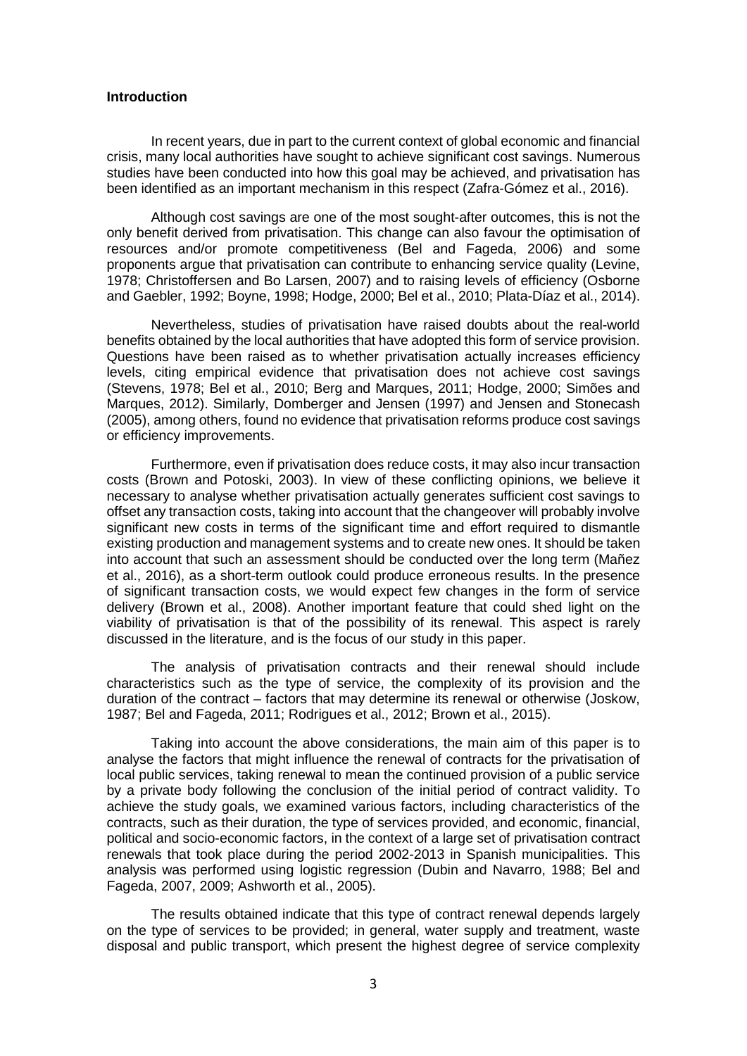**Introduction**

In recent years, due in part to the current context of global economic and financial crisis, many local authorities have sought to achieve significant cost savings. Numerous studies have been conducted into how this goal may be achieved, and privatisation has been identified as an important mechanism in this respect (Zafra-Gómez et al., 2016).

Although cost savings are one of the most sought-after outcomes, this is not the only benefit derived from privatisation. This change can also favour the optimisation of resources and/or promote competitiveness (Bel and Fageda, 2006) and some proponents argue that privatisation can contribute to enhancing service quality (Levine, 1978; Christoffersen and Bo Larsen, 2007) and to raising levels of efficiency (Osborne and Gaebler, 1992; Boyne, 1998; Hodge, 2000; Bel et al., 2010; Plata-Díaz et al., 2014).

Nevertheless, studies of privatisation have raised doubts about the real-world benefits obtained by the local authorities that have adopted this form of service provision. Questions have been raised as to whether privatisation actually increases efficiency levels, citing empirical evidence that privatisation does not achieve cost savings (Stevens, 1978; Bel et al., 2010; Berg and Marques, 2011; Hodge, 2000; Simões and Marques, 2012). Similarly, Domberger and Jensen (1997) and Jensen and Stonecash (2005), among others, found no evidence that privatisation reforms produce cost savings or efficiency improvements.

Furthermore, even if privatisation does reduce costs, it may also incur transaction costs (Brown and Potoski, 2003). In view of these conflicting opinions, we believe it necessary to analyse whether privatisation actually generates sufficient cost savings to offset any transaction costs, taking into account that the changeover will probably involve significant new costs in terms of the significant time and effort required to dismantle existing production and management systems and to create new ones. It should be taken into account that such an assessment should be conducted over the long term (Mañez et al., 2016), as a short-term outlook could produce erroneous results. In the presence of significant transaction costs, we would expect few changes in the form of service delivery (Brown et al., 2008). Another important feature that could shed light on the viability of privatisation is that of the possibility of its renewal. This aspect is rarely discussed in the literature, and is the focus of our study in this paper.

The analysis of privatisation contracts and their renewal should include characteristics such as the type of service, the complexity of its provision and the duration of the contract – factors that may determine its renewal or otherwise (Joskow, 1987; Bel and Fageda, 2011; Rodrigues et al., 2012; Brown et al., 2015).

Taking into account the above considerations, the main aim of this paper is to analyse the factors that might influence the renewal of contracts for the privatisation of local public services, taking renewal to mean the continued provision of a public service by a private body following the conclusion of the initial period of contract validity. To achieve the study goals, we examined various factors, including characteristics of the contracts, such as their duration, the type of services provided, and economic, financial, political and socio-economic factors, in the context of a large set of privatisation contract renewals that took place during the period 2002-2013 in Spanish municipalities. This analysis was performed using logistic regression (Dubin and Navarro, 1988; Bel and Fageda, 2007, 2009; Ashworth et al., 2005).

The results obtained indicate that this type of contract renewal depends largely on the type of services to be provided; in general, water supply and treatment, waste disposal and public transport, which present the highest degree of service complexity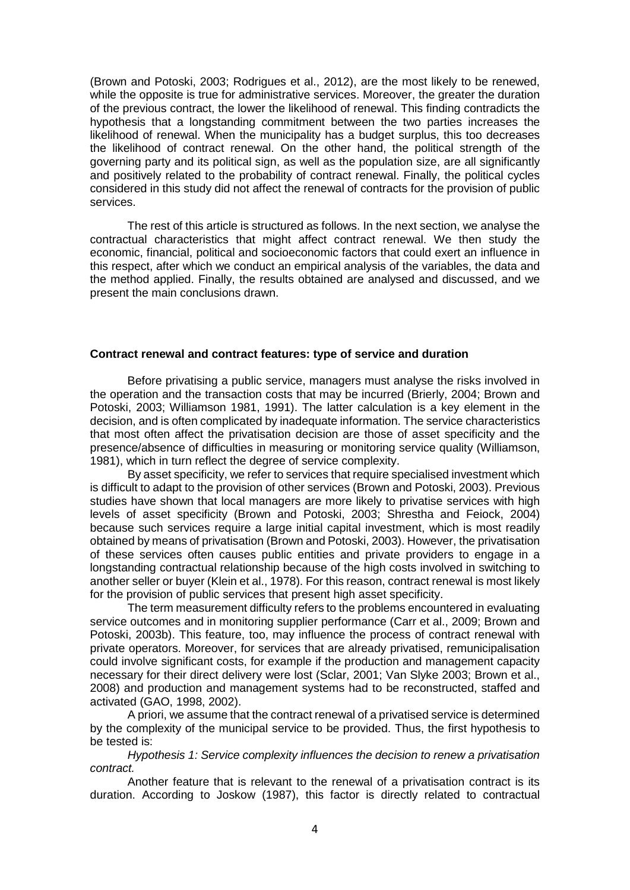(Brown and Potoski, 2003; Rodrigues et al., 2012), are the most likely to be renewed, while the opposite is true for administrative services. Moreover, the greater the duration of the previous contract, the lower the likelihood of renewal. This finding contradicts the hypothesis that a longstanding commitment between the two parties increases the likelihood of renewal. When the municipality has a budget surplus, this too decreases the likelihood of contract renewal. On the other hand, the political strength of the governing party and its political sign, as well as the population size, are all significantly and positively related to the probability of contract renewal. Finally, the political cycles considered in this study did not affect the renewal of contracts for the provision of public services.

The rest of this article is structured as follows. In the next section, we analyse the contractual characteristics that might affect contract renewal. We then study the economic, financial, political and socioeconomic factors that could exert an influence in this respect, after which we conduct an empirical analysis of the variables, the data and the method applied. Finally, the results obtained are analysed and discussed, and we present the main conclusions drawn.

### Contract renewal and contract features: type of service and duration

Before privatising a public service, managers must analyse the risks involved in the operation and the transaction costs that may be incurred (Brierly, 2004; Brown and Potoski, 2003; Williamson 1981, 1991). The latter calculation is a key element in the decision, and is often complicated by inadequate information. The service characteristics that most often affect the privatisation decision are those of asset specificity and the presence/absence of difficulties in measuring or monitoring service quality (Williamson, 1981), which in turn reflect the degree of service complexity.

By asset specificity, we refer to services that require specialised investment which is difficult to adapt to the provision of other services (Brown and Potoski, 2003). Previous studies have shown that local managers are more likely to privatise services with high levels of asset specificity (Brown and Potoski, 2003; Shrestha and Feiock, 2004) because such services require a large initial capital investment, which is most readily obtained by means of privatisation (Brown and Potoski, 2003). However, the privatisation of these services often causes public entities and private providers to engage in a longstanding contractual relationship because of the high costs involved in switching to another seller or buyer (Klein et al., 1978). For this reason, contract renewal is most likely for the provision of public services that present high asset specificity.

The term measurement difficulty refers to the problems encountered in evaluating service outcomes and in monitoring supplier performance (Carr et al., 2009; Brown and Potoski, 2003b). This feature, too, may influence the process of contract renewal with private operators. Moreover, for services that are already privatised, remunicipalisation could involve significant costs, for example if the production and management capacity necessary for their direct delivery were lost (Sclar, 2001; Van Slyke 2003; Brown et al., 2008) and production and management systems had to be reconstructed, staffed and activated (GAO, 1998, 2002).

A priori, we assume that the contract renewal of a privatised service is determined by the complexity of the municipal service to be provided. Thus, the first hypothesis to be tested is:

*Hypothesis 1: Service complexity influences the decision to renew a privatisation contract.*

Another feature that is relevant to the renewal of a privatisation contract is its duration. According to Joskow (1987), this factor is directly related to contractual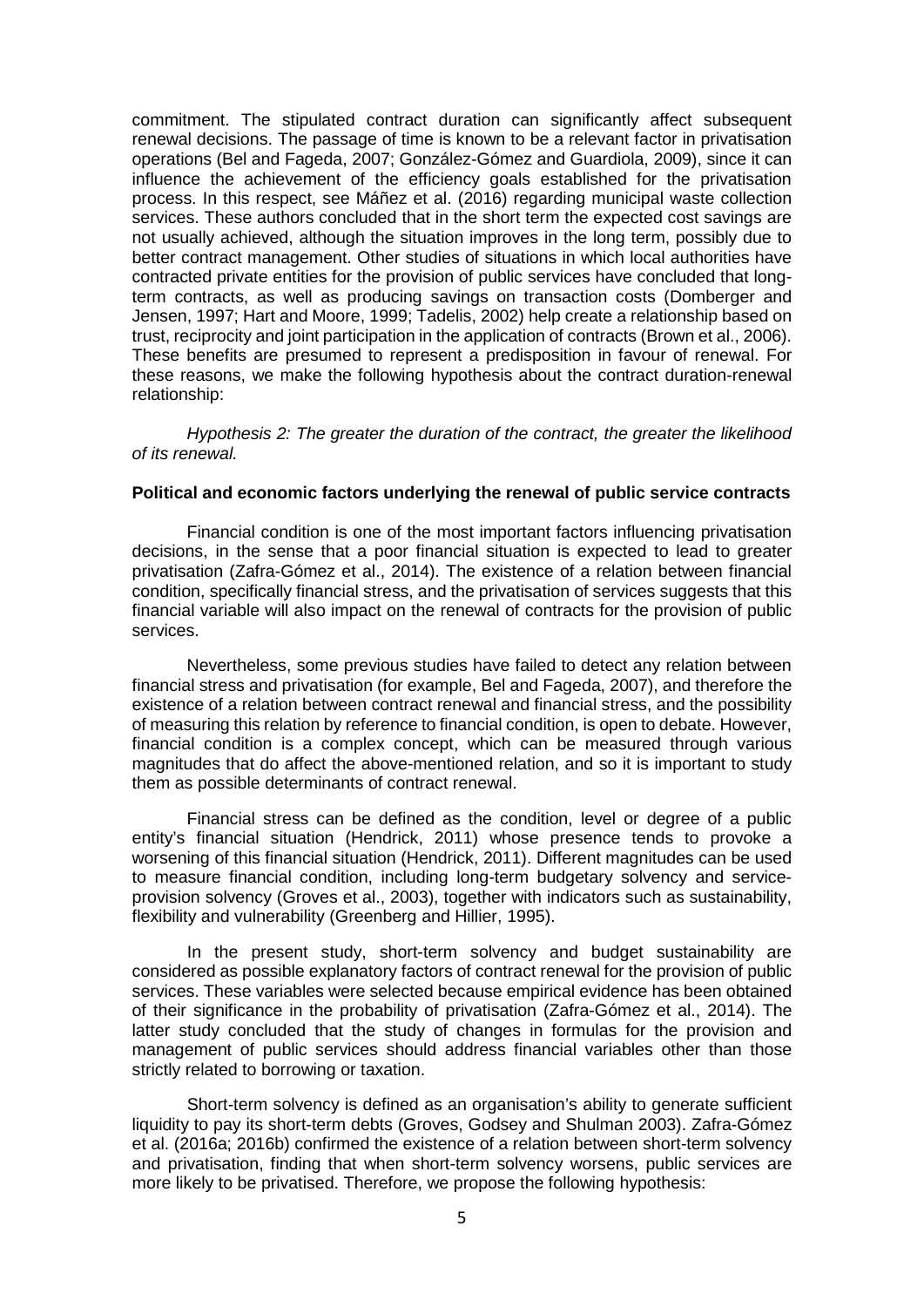commitment. The stipulated contract duration can significantly affect subsequent renewal decisions. The passage of time is known to be a relevant factor in privatisation operations (Bel and Fageda, 2007; González-Gómez and Guardiola, 2009), since it can influence the achievement of the efficiency goals established for the privatisation process. In this respect, see Máñez et al. (2016) regarding municipal waste collection services. These authors concluded that in the short term the expected cost savings are not usually achieved, although the situation improves in the long term, possibly due to better contract management. Other studies of situations in which local authorities have contracted private entities for the provision of public services have concluded that long-term contracts, as well as producing savings on transaction costs (Domberger and Jensen, 1997; Hart and Moore, 1999; Tadelis, 2002) help create a relationship based on trust, reciprocity and joint participation in the application of contracts (Brown et al., 2006). These benefits are presumed to represent a predisposition in favour of renewal. For these reasons, we make the following hypothesis about the contract duration-renewal relationship:

*Hypothesis 2: The greater the duration of the contract, the greater the likelihood of its renewal.*

**Political and economic factors underlying the renewal of public service contracts**

Financial condition is one of the most important factors influencing privatisation decisions, in the sense that a poor financial situation is expected to lead to greater privatisation (Zafra-Gómez et al., 2014). The existence of a relation between financial condition, specifically financial stress, and the privatisation of services suggests that this financial variable will also impact on the renewal of contracts for the provision of public services.

Nevertheless, some previous studies have failed to detect any relation between financial stress and privatisation (for example, Bel and Fageda, 2007), and therefore the existence of a relation between contract renewal and financial stress, and the possibility of measuring this relation by reference to financial condition, is open to debate. However, financial condition is a complex concept, which can be measured through various magnitudes that do affect the above-mentioned relation, and so it is important to study them as possible determinants of contract renewal.

Financial stress can be defined as the condition, level or degree of a public entity's financial situation (Hendrick, 2011) whose presence tends to provoke a worsening of this financial situation (Hendrick, 2011). Different magnitudes can be used to measure financial condition, including long-term budgetary solvency and service-provision solvency (Groves et al., 2003), together with indicators such as sustainability, flexibility and vulnerability (Greenberg and Hillier, 1995).

In the present study, short-term solvency and budget sustainability are considered as possible explanatory factors of contract renewal for the provision of public services. These variables were selected because empirical evidence has been obtained of their significance in the probability of privatisation (Zafra-Gómez et al., 2014). The latter study concluded that the study of changes in formulas for the provision and management of public services should address financial variables other than those strictly related to borrowing or taxation.

Short-term solvency is defined as an organisation's ability to generate sufficient liquidity to pay its short-term debts (Groves, Godsey and Shulman 2003). Zafra-Gómez et al. (2016a; 2016b) confirmed the existence of a relation between short-term solvency and privatisation, finding that when short-term solvency worsens, public services are more likely to be privatised. Therefore, we propose the following hypothesis: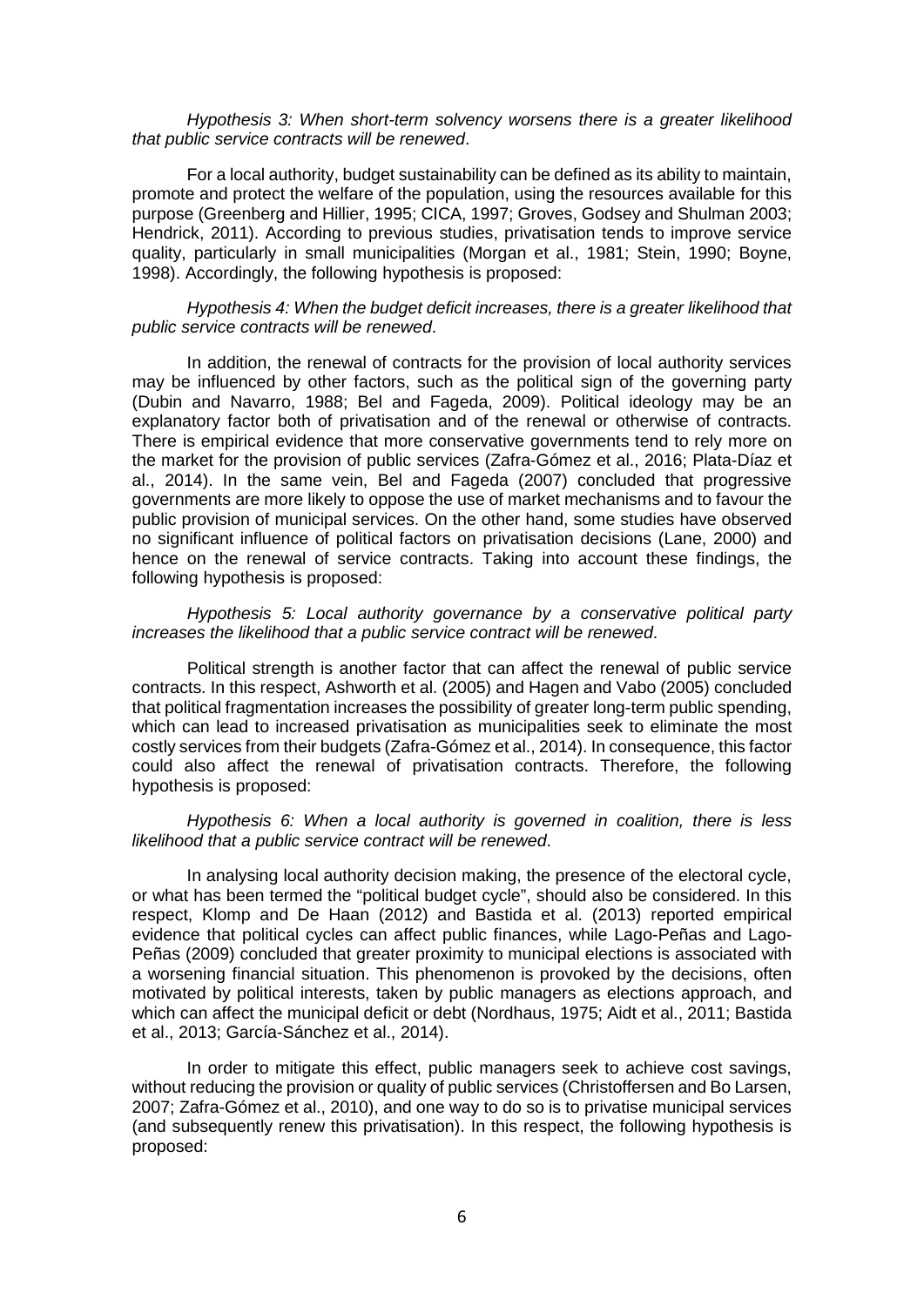*Hypothesis 3: When short-term solvency worsens there is a greater likelihood that public service contracts will be renewed*.

For a local authority, budget sustainability can be defined as its ability to maintain, promote and protect the welfare of the population, using the resources available for this purpose (Greenberg and Hillier, 1995; CICA, 1997; Groves, Godsey and Shulman 2003; Hendrick, 2011). According to previous studies, privatisation tends to improve service quality, particularly in small municipalities (Morgan et al., 1981; Stein, 1990; Boyne, 1998). Accordingly, the following hypothesis is proposed:

*Hypothesis 4: When the budget deficit increases, there is a greater likelihood that public service contracts will be renewed*.

In addition, the renewal of contracts for the provision of local authority services may be influenced by other factors, such as the political sign of the governing party (Dubin and Navarro, 1988; Bel and Fageda, 2009). Political ideology may be an explanatory factor both of privatisation and of the renewal or otherwise of contracts. There is empirical evidence that more conservative governments tend to rely more on the market for the provision of public services (Zafra-Gómez et al., 2016; Plata-Díaz et al., 2014). In the same vein, Bel and Fageda (2007) concluded that progressive governments are more likely to oppose the use of market mechanisms and to favour the public provision of municipal services. On the other hand, some studies have observed no significant influence of political factors on privatisation decisions (Lane, 2000) and hence on the renewal of service contracts. Taking into account these findings, the following hypothesis is proposed:

*Hypothesis 5: Local authority governance by a conservative political party increases the likelihood that a public service contract will be renewed*.

Political strength is another factor that can affect the renewal of public service contracts. In this respect, Ashworth et al. (2005) and Hagen and Vabo (2005) concluded that political fragmentation increases the possibility of greater long-term public spending, which can lead to increased privatisation as municipalities seek to eliminate the most costly services from their budgets (Zafra-Gómez et al., 2014). In consequence, this factor could also affect the renewal of privatisation contracts. Therefore, the following hypothesis is proposed:

*Hypothesis 6: When a local authority is governed in coalition, there is less likelihood that a public service contract will be renewed*.

In analysing local authority decision making, the presence of the electoral cycle, or what has been termed the "political budget cycle", should also be considered. In this respect, Klomp and De Haan (2012) and Bastida et al. (2013) reported empirical evidence that political cycles can affect public finances, while Lago-Peñas and Lago-Peñas (2009) concluded that greater proximity to municipal elections is associated with a worsening financial situation. This phenomenon is provoked by the decisions, often motivated by political interests, taken by public managers as elections approach, and which can affect the municipal deficit or debt (Nordhaus, 1975; Aidt et al., 2011; Bastida et al., 2013; García-Sánchez et al., 2014).

In order to mitigate this effect, public managers seek to achieve cost savings, without reducing the provision or quality of public services (Christoffersen and Bo Larsen, 2007; Zafra-Gómez et al., 2010), and one way to do so is to privatise municipal services (and subsequently renew this privatisation). In this respect, the following hypothesis is proposed: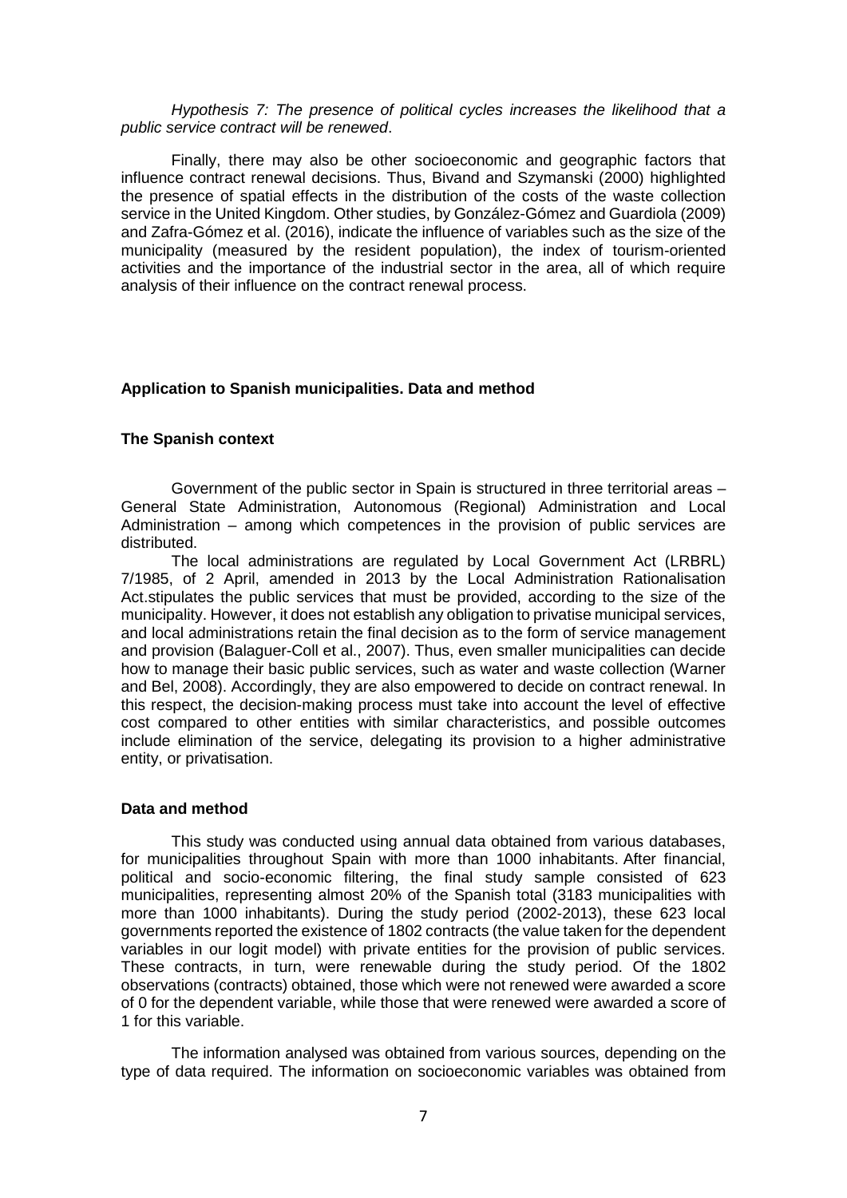*Hypothesis 7: The presence of political cycles increases the likelihood that a public service contract will be renewed*.

Finally, there may also be other socioeconomic and geographic factors that influence contract renewal decisions. Thus, Bivand and Szymanski (2000) highlighted the presence of spatial effects in the distribution of the costs of the waste collection service in the United Kingdom. Other studies, by González-Gómez and Guardiola (2009) and Zafra-Gómez et al. (2016), indicate the influence of variables such as the size of the municipality (measured by the resident population), the index of tourism-oriented activities and the importance of the industrial sector in the area, all of which require analysis of their influence on the contract renewal process.

## Application to Spanish municipalities. Data and method

### The Spanish context

Government of the public sector in Spain is structured in three territorial areas – General State Administration, Autonomous (Regional) Administration and Local Administration – among which competences in the provision of public services are distributed.

The local administrations are regulated by Local Government Act (LRBRL) 7/1985, of 2 April, amended in 2013 by the Local Administration Rationalisation Act.stipulates the public services that must be provided, according to the size of the municipality. However, it does not establish any obligation to privatise municipal services, and local administrations retain the final decision as to the form of service management and provision (Balaguer-Coll et al., 2007). Thus, even smaller municipalities can decide how to manage their basic public services, such as water and waste collection (Warner and Bel, 2008). Accordingly, they are also empowered to decide on contract renewal. In this respect, the decision-making process must take into account the level of effective cost compared to other entities with similar characteristics, and possible outcomes include elimination of the service, delegating its provision to a higher administrative entity, or privatisation.

### Data and method

This study was conducted using annual data obtained from various databases, for municipalities throughout Spain with more than 1000 inhabitants. After financial, political and socio-economic filtering, the final study sample consisted of 623 municipalities, representing almost 20% of the Spanish total (3183 municipalities with more than 1000 inhabitants). During the study period (2002-2013), these 623 local governments reported the existence of 1802 contracts (the value taken for the dependent variables in our logit model) with private entities for the provision of public services. These contracts, in turn, were renewable during the study period. Of the 1802 observations (contracts) obtained, those which were not renewed were awarded a score of 0 for the dependent variable, while those that were renewed were awarded a score of 1 for this variable.

The information analysed was obtained from various sources, depending on the type of data required. The information on socioeconomic variables was obtained from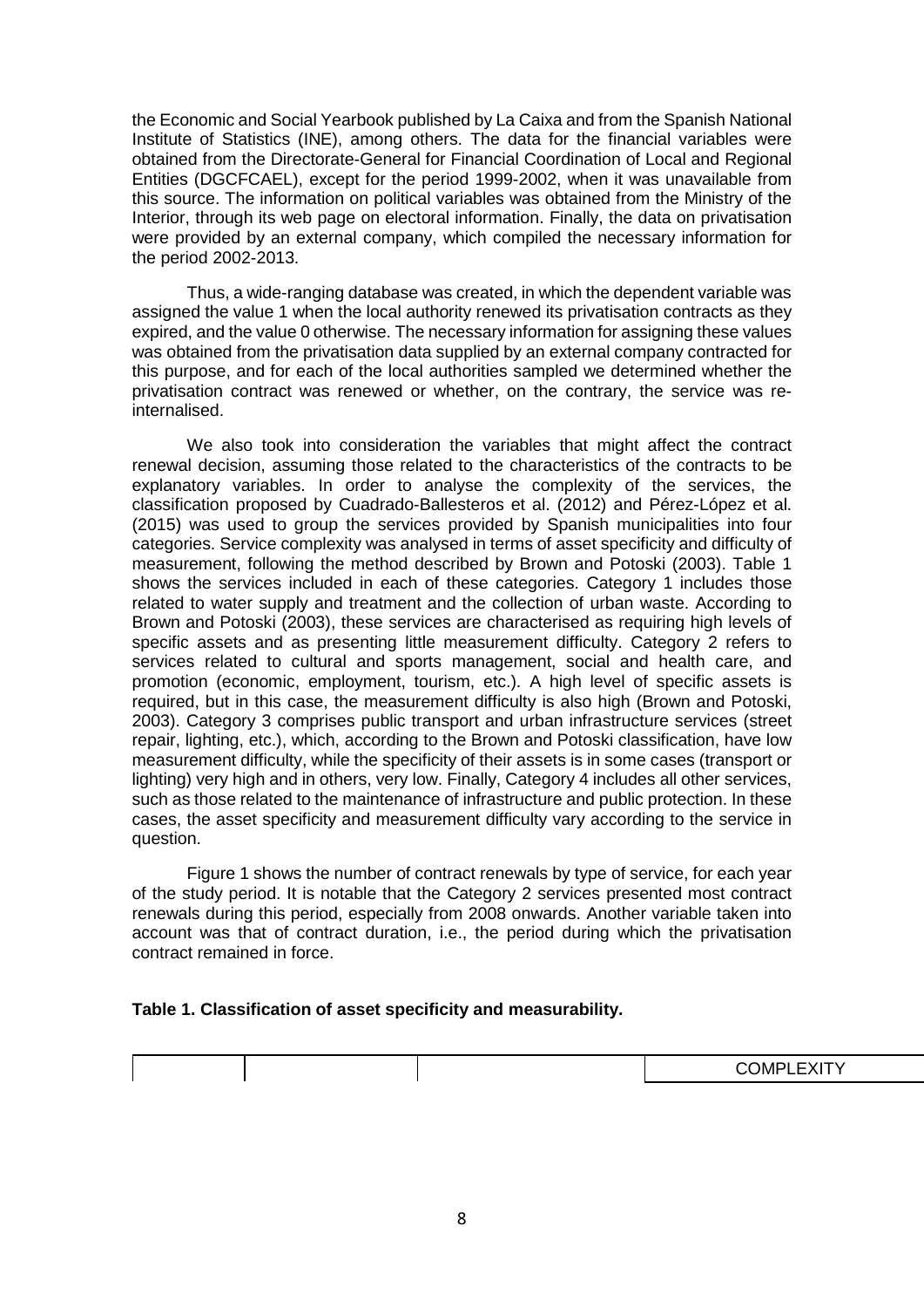the Economic and Social Yearbook published by La Caixa and from the Spanish National Institute of Statistics (INE), among others. The data for the financial variables were obtained from the Directorate-General for Financial Coordination of Local and Regional Entities (DGCFCAEL), except for the period 1999-2002, when it was unavailable from this source. The information on political variables was obtained from the Ministry of the Interior, through its web page on electoral information. Finally, the data on privatisation were provided by an external company, which compiled the necessary information for the period 2002-2013.

Thus, a wide-ranging database was created, in which the dependent variable was assigned the value 1 when the local authority renewed its privatisation contracts as they expired, and the value 0 otherwise. The necessary information for assigning these values was obtained from the privatisation data supplied by an external company contracted for this purpose, and for each of the local authorities sampled we determined whether the privatisation contract was renewed or whether, on the contrary, the service was re-internalised.

We also took into consideration the variables that might affect the contract renewal decision, assuming those related to the characteristics of the contracts to be explanatory variables. In order to analyse the complexity of the services, the classification proposed by Cuadrado-Ballesteros et al. (2012) and Pérez-López et al. (2015) was used to group the services provided by Spanish municipalities into four categories. Service complexity was analysed in terms of asset specificity and difficulty of measurement, following the method described by Brown and Potoski (2003). Table 1 shows the services included in each of these categories. Category 1 includes those related to water supply and treatment and the collection of urban waste. According to Brown and Potoski (2003), these services are characterised as requiring high levels of specific assets and as presenting little measurement difficulty. Category 2 refers to services related to cultural and sports management, social and health care, and promotion (economic, employment, tourism, etc.). A high level of specific assets is required, but in this case, the measurement difficulty is also high (Brown and Potoski, 2003). Category 3 comprises public transport and urban infrastructure services (street repair, lighting, etc.), which, according to the Brown and Potoski classification, have low measurement difficulty, while the specificity of their assets is in some cases (transport or lighting) very high and in others, very low. Finally, Category 4 includes all other services, such as those related to the maintenance of infrastructure and public protection. In these cases, the asset specificity and measurement difficulty vary according to the service in question.

Figure 1 shows the number of contract renewals by type of service, for each year of the study period. It is notable that the Category 2 services presented most contract renewals during this period, especially from 2008 onwards. Another variable taken into account was that of contract duration, i.e., the period during which the privatisation contract remained in force.

**Table 1. Classification of asset specificity and measurability.**

| | | | COMPLEXITY |
|---|---|---|---|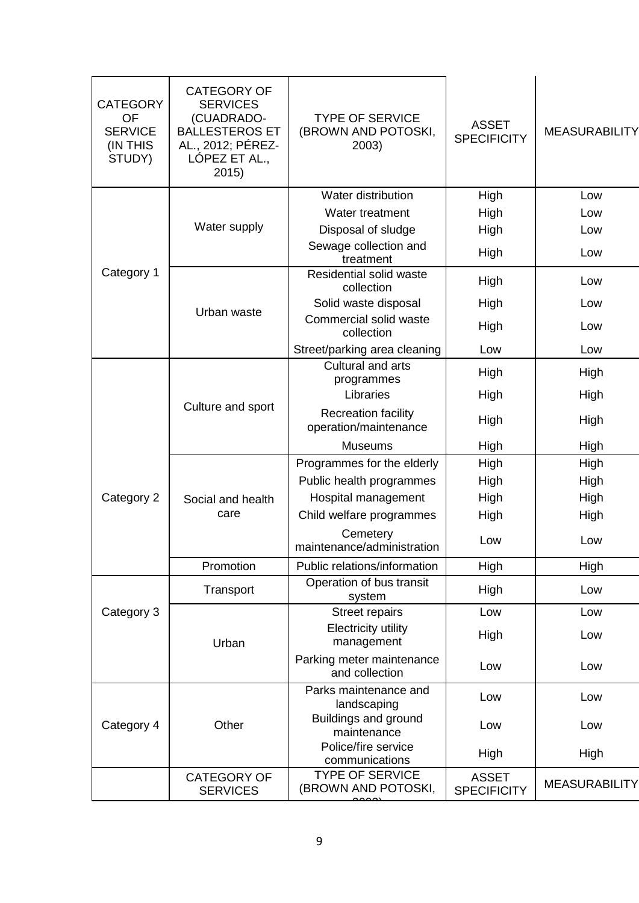| CATEGORY OF SERVICE (IN THIS STUDY) | CATEGORY OF SERVICES (CUADRADO-BALLESTEROS ET AL., 2012; PÉREZ-LÓPEZ ET AL., 2015) | TYPE OF SERVICE (BROWN AND POTOSKI, 2003) | ASSET SPECIFICITY | MEASURABILITY |
|---|---|---|---|---|
| Category 1 | Water supply | Water distribution | High | Low |
| | | Water treatment | High | Low |
| | | Disposal of sludge | High | Low |
| | | Sewage collection and treatment | High | Low |
| | Urban waste | Residential solid waste collection | High | Low |
| | | Solid waste disposal | High | Low |
| | | Commercial solid waste collection | High | Low |
| | | Street/parking area cleaning | Low | Low |
| Category 2 | Culture and sport | Cultural and arts programmes | High | High |
| | | Libraries | High | High |
| | | Recreation facility operation/maintenance | High | High |
| | | Museums | High | High |
| | Social and health care | Programmes for the elderly | High | High |
| | | Public health programmes | High | High |
| | | Hospital management | High | High |
| | | Child welfare programmes | High | High |
| | | Cemetery maintenance/administration | Low | Low |
| | Promotion | Public relations/information | High | High |
| Category 3 | Transport | Operation of bus transit system | High | Low |
| | Urban | Street repairs | Low | Low |
| | | Electricity utility management | High | Low |
| | | Parking meter maintenance and collection | Low | Low |
| Category 4 | Other | Parks maintenance and landscaping | Low | Low |
| | | Buildings and ground maintenance | Low | Low |
| | | Police/fire service communications | High | High |
| | CATEGORY OF SERVICES | TYPE OF SERVICE (BROWN AND POTOSKI, 2003) | ASSET SPECIFICITY | MEASURABILITY |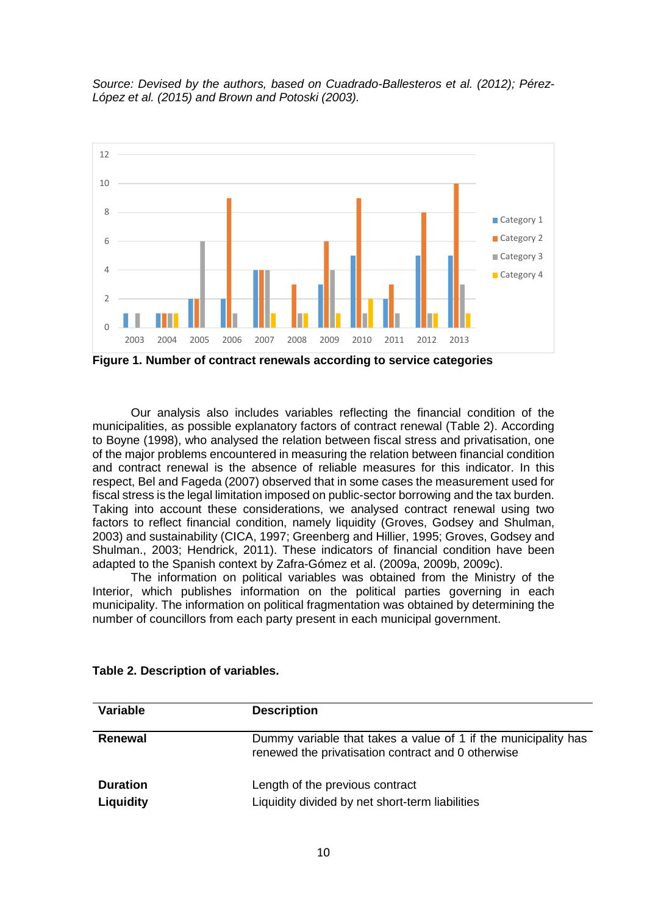*Source: Devised by the authors, based on Cuadrado-Ballesteros et al. (2012); Pérez-López et al. (2015) and Brown and Potoski (2003).*

**Figure 1. Number of contract renewals according to service categories**

Our analysis also includes variables reflecting the financial condition of the municipalities, as possible explanatory factors of contract renewal (Table 2). According to Boyne (1998), who analysed the relation between fiscal stress and privatisation, one of the major problems encountered in measuring the relation between financial condition and contract renewal is the absence of reliable measures for this indicator. In this respect, Bel and Fageda (2007) observed that in some cases the measurement used for fiscal stress is the legal limitation imposed on public-sector borrowing and the tax burden. Taking into account these considerations, we analysed contract renewal using two factors to reflect financial condition, namely liquidity (Groves, Godsey and Shulman, 2003) and sustainability (CICA, 1997; Greenberg and Hillier, 1995; Groves, Godsey and Shulman., 2003; Hendrick, 2011). These indicators of financial condition have been adapted to the Spanish context by Zafra-Gómez et al. (2009a, 2009b, 2009c).

The information on political variables was obtained from the Ministry of the Interior, which publishes information on the political parties governing in each municipality. The information on political fragmentation was obtained by determining the number of councillors from each party present in each municipal government.

**Table 2. Description of variables.**

| Variable | Description |
|---|---|
| **Renewal** | Dummy variable that takes a value of 1 if the municipality has renewed the privatisation contract and 0 otherwise |
| **Duration** | Length of the previous contract |
| **Liquidity** | Liquidity divided by net short-term liabilities |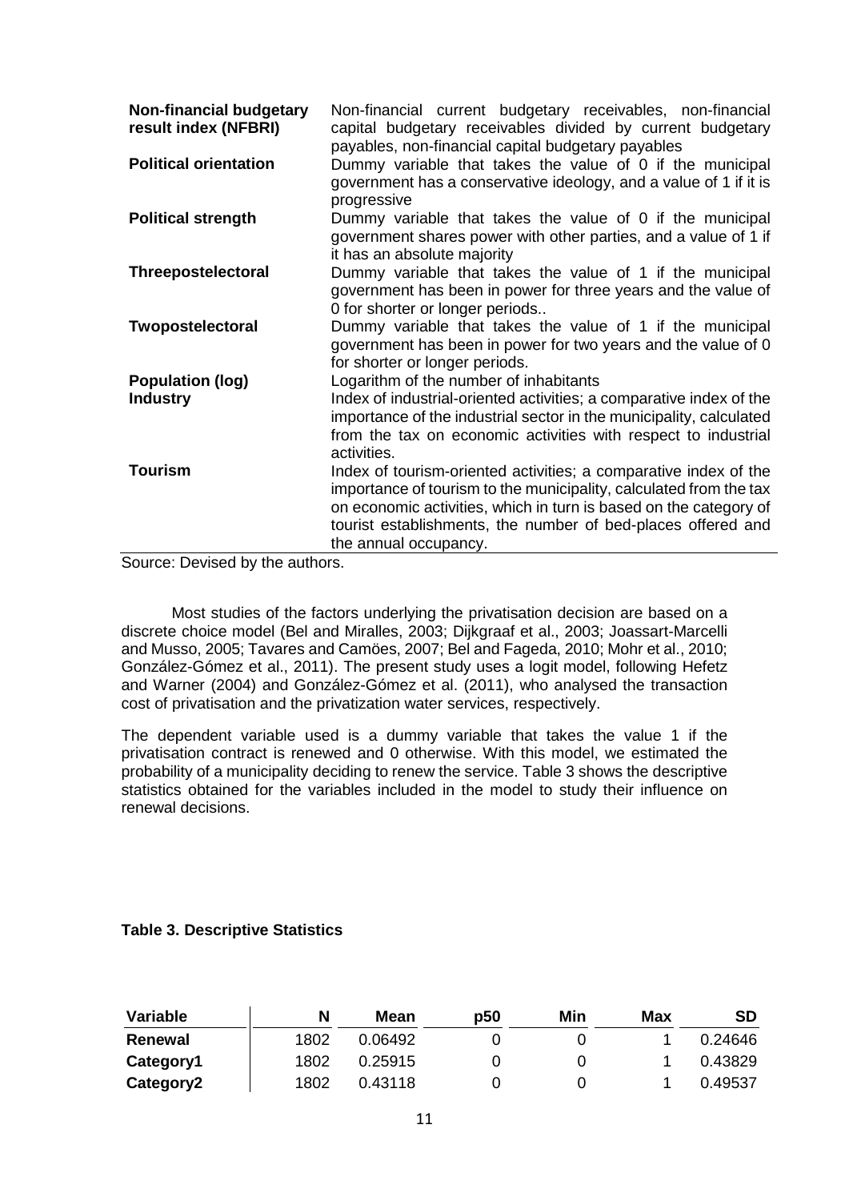| | |
|---|---|
| **Non-financial budgetary result index (NFBRI)** | Non-financial current budgetary receivables, non-financial capital budgetary receivables divided by current budgetary payables, non-financial capital budgetary payables |
| **Political orientation** | Dummy variable that takes the value of 0 if the municipal government has a conservative ideology, and a value of 1 if it is progressive |
| **Political strength** | Dummy variable that takes the value of 0 if the municipal government shares power with other parties, and a value of 1 if it has an absolute majority |
| **Threepostelectoral** | Dummy variable that takes the value of 1 if the municipal government has been in power for three years and the value of 0 for shorter or longer periods.. |
| **Twopostelectoral** | Dummy variable that takes the value of 1 if the municipal government has been in power for two years and the value of 0 for shorter or longer periods. |
| **Population (log)** | Logarithm of the number of inhabitants |
| **Industry** | Index of industrial-oriented activities; a comparative index of the importance of the industrial sector in the municipality, calculated from the tax on economic activities with respect to industrial activities. |
| **Tourism** | Index of tourism-oriented activities; a comparative index of the importance of tourism to the municipality, calculated from the tax on economic activities, which in turn is based on the category of tourist establishments, the number of bed-places offered and the annual occupancy. |

Source: Devised by the authors.

Most studies of the factors underlying the privatisation decision are based on a discrete choice model (Bel and Miralles, 2003; Dijkgraaf et al., 2003; Joassart-Marcelli and Musso, 2005; Tavares and Camöes, 2007; Bel and Fageda, 2010; Mohr et al., 2010; González-Gómez et al., 2011). The present study uses a logit model, following Hefetz and Warner (2004) and González-Gómez et al. (2011), who analysed the transaction cost of privatisation and the privatization water services, respectively.

The dependent variable used is a dummy variable that takes the value 1 if the privatisation contract is renewed and 0 otherwise. With this model, we estimated the probability of a municipality deciding to renew the service. Table 3 shows the descriptive statistics obtained for the variables included in the model to study their influence on renewal decisions.

**Table 3. Descriptive Statistics**

| Variable | N | Mean | p50 | Min | Max | SD |
|---|---|---|---|---|---|---|
| **Renewal** | 1802 | 0.06492 | 0 | 0 | 1 | 0.24646 |
| **Category1** | 1802 | 0.25915 | 0 | 0 | 1 | 0.43829 |
| **Category2** | 1802 | 0.43118 | 0 | 0 | 1 | 0.49537 |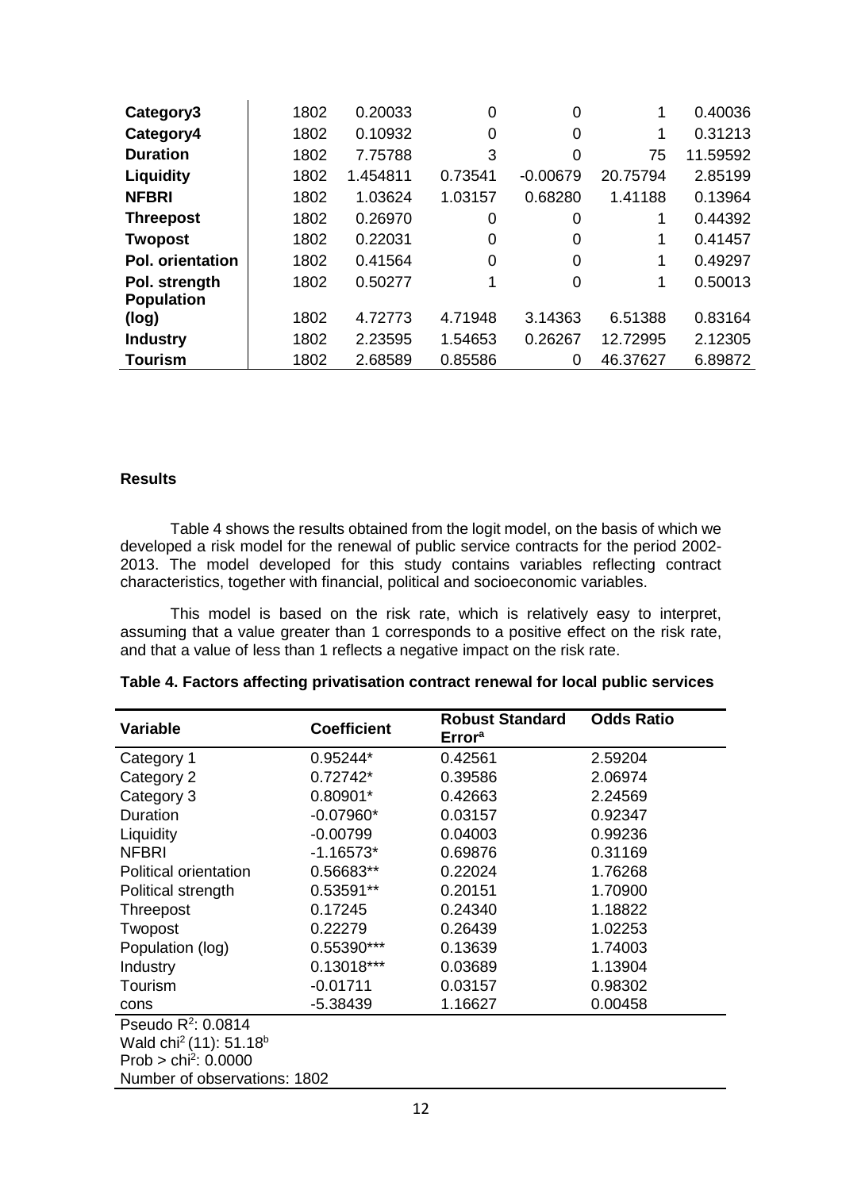| Category3 | 1802 | 0.20033 | 0 | 0 | 1 | 0.40036 |
|---|---|---|---|---|---|---|
| Category4 | 1802 | 0.10932 | 0 | 0 | 1 | 0.31213 |
| Duration | 1802 | 7.75788 | 3 | 0 | 75 | 11.59592 |
| Liquidity | 1802 | 1.454811 | 0.73541 | -0.00679 | 20.75794 | 2.85199 |
| NFBRI | 1802 | 1.03624 | 1.03157 | 0.68280 | 1.41188 | 0.13964 |
| Threepost | 1802 | 0.26970 | 0 | 0 | 1 | 0.44392 |
| Twopost | 1802 | 0.22031 | 0 | 0 | 1 | 0.41457 |
| Pol. orientation | 1802 | 0.41564 | 0 | 0 | 1 | 0.49297 |
| Pol. strength | 1802 | 0.50277 | 1 | 0 | 1 | 0.50013 |
| Population (log) | 1802 | 4.72773 | 4.71948 | 3.14363 | 6.51388 | 0.83164 |
| Industry | 1802 | 2.23595 | 1.54653 | 0.26267 | 12.72995 | 2.12305 |
| Tourism | 1802 | 2.68589 | 0.85586 | 0 | 46.37627 | 6.89872 |

### Results

Table 4 shows the results obtained from the logit model, on the basis of which we developed a risk model for the renewal of public service contracts for the period 2002-2013. The model developed for this study contains variables reflecting contract characteristics, together with financial, political and socioeconomic variables.

This model is based on the risk rate, which is relatively easy to interpret, assuming that a value greater than 1 corresponds to a positive effect on the risk rate, and that a value of less than 1 reflects a negative impact on the risk rate.

**Table 4. Factors affecting privatisation contract renewal for local public services**

| Variable | Coefficient | Robust Standard Error[a] | Odds Ratio |
|---|---|---|---|
| Category 1 | 0.95244* | 0.42561 | 2.59204 |
| Category 2 | 0.72742* | 0.39586 | 2.06974 |
| Category 3 | 0.80901* | 0.42663 | 2.24569 |
| Duration | -0.07960* | 0.03157 | 0.92347 |
| Liquidity | -0.00799 | 0.04003 | 0.99236 |
| NFBRI | -1.16573* | 0.69876 | 0.31169 |
| Political orientation | 0.56683** | 0.22024 | 1.76268 |
| Political strength | 0.53591** | 0.20151 | 1.70900 |
| Threepost | 0.17245 | 0.24340 | 1.18822 |
| Twopost | 0.22279 | 0.26439 | 1.02253 |
| Population (log) | 0.55390*** | 0.13639 | 1.74003 |
| Industry | 0.13018*** | 0.03689 | 1.13904 |
| Tourism | -0.01711 | 0.03157 | 0.98302 |
| cons | -5.38439 | 1.16627 | 0.00458 |

Pseudo $R^2$: 0.0814
Wald $chi^2$ (11): 51.18[b]
Prob > $chi^2$: 0.0000
Number of observations: 1802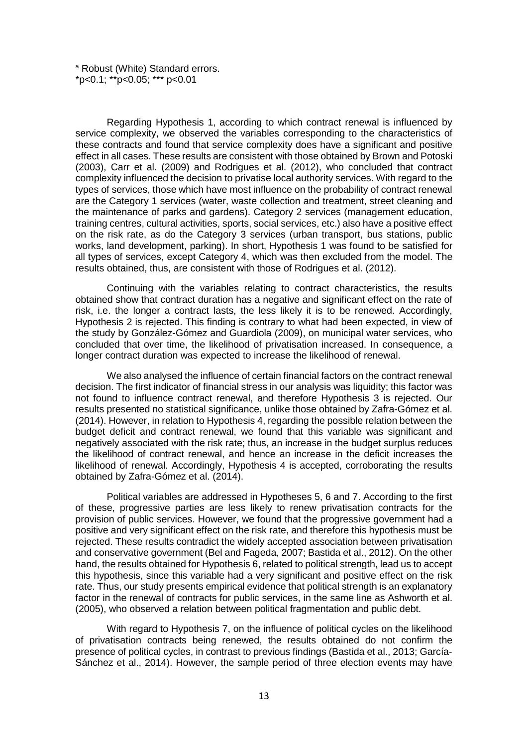[a] Robust (White) Standard errors.
*p<0.1; **p<0.05; *** p<0.01

Regarding Hypothesis 1, according to which contract renewal is influenced by service complexity, we observed the variables corresponding to the characteristics of these contracts and found that service complexity does have a significant and positive effect in all cases. These results are consistent with those obtained by Brown and Potoski (2003), Carr et al. (2009) and Rodrigues et al. (2012), who concluded that contract complexity influenced the decision to privatise local authority services. With regard to the types of services, those which have most influence on the probability of contract renewal are the Category 1 services (water, waste collection and treatment, street cleaning and the maintenance of parks and gardens). Category 2 services (management education, training centres, cultural activities, sports, social services, etc.) also have a positive effect on the risk rate, as do the Category 3 services (urban transport, bus stations, public works, land development, parking). In short, Hypothesis 1 was found to be satisfied for all types of services, except Category 4, which was then excluded from the model. The results obtained, thus, are consistent with those of Rodrigues et al. (2012).

Continuing with the variables relating to contract characteristics, the results obtained show that contract duration has a negative and significant effect on the rate of risk, i.e. the longer a contract lasts, the less likely it is to be renewed. Accordingly, Hypothesis 2 is rejected. This finding is contrary to what had been expected, in view of the study by González-Gómez and Guardiola (2009), on municipal water services, who concluded that over time, the likelihood of privatisation increased. In consequence, a longer contract duration was expected to increase the likelihood of renewal.

We also analysed the influence of certain financial factors on the contract renewal decision. The first indicator of financial stress in our analysis was liquidity; this factor was not found to influence contract renewal, and therefore Hypothesis 3 is rejected. Our results presented no statistical significance, unlike those obtained by Zafra-Gómez et al. (2014). However, in relation to Hypothesis 4, regarding the possible relation between the budget deficit and contract renewal, we found that this variable was significant and negatively associated with the risk rate; thus, an increase in the budget surplus reduces the likelihood of contract renewal, and hence an increase in the deficit increases the likelihood of renewal. Accordingly, Hypothesis 4 is accepted, corroborating the results obtained by Zafra-Gómez et al. (2014).

Political variables are addressed in Hypotheses 5, 6 and 7. According to the first of these, progressive parties are less likely to renew privatisation contracts for the provision of public services. However, we found that the progressive government had a positive and very significant effect on the risk rate, and therefore this hypothesis must be rejected. These results contradict the widely accepted association between privatisation and conservative government (Bel and Fageda, 2007; Bastida et al., 2012). On the other hand, the results obtained for Hypothesis 6, related to political strength, lead us to accept this hypothesis, since this variable had a very significant and positive effect on the risk rate. Thus, our study presents empirical evidence that political strength is an explanatory factor in the renewal of contracts for public services, in the same line as Ashworth et al. (2005), who observed a relation between political fragmentation and public debt.

With regard to Hypothesis 7, on the influence of political cycles on the likelihood of privatisation contracts being renewed, the results obtained do not confirm the presence of political cycles, in contrast to previous findings (Bastida et al., 2013; García-Sánchez et al., 2014). However, the sample period of three election events may have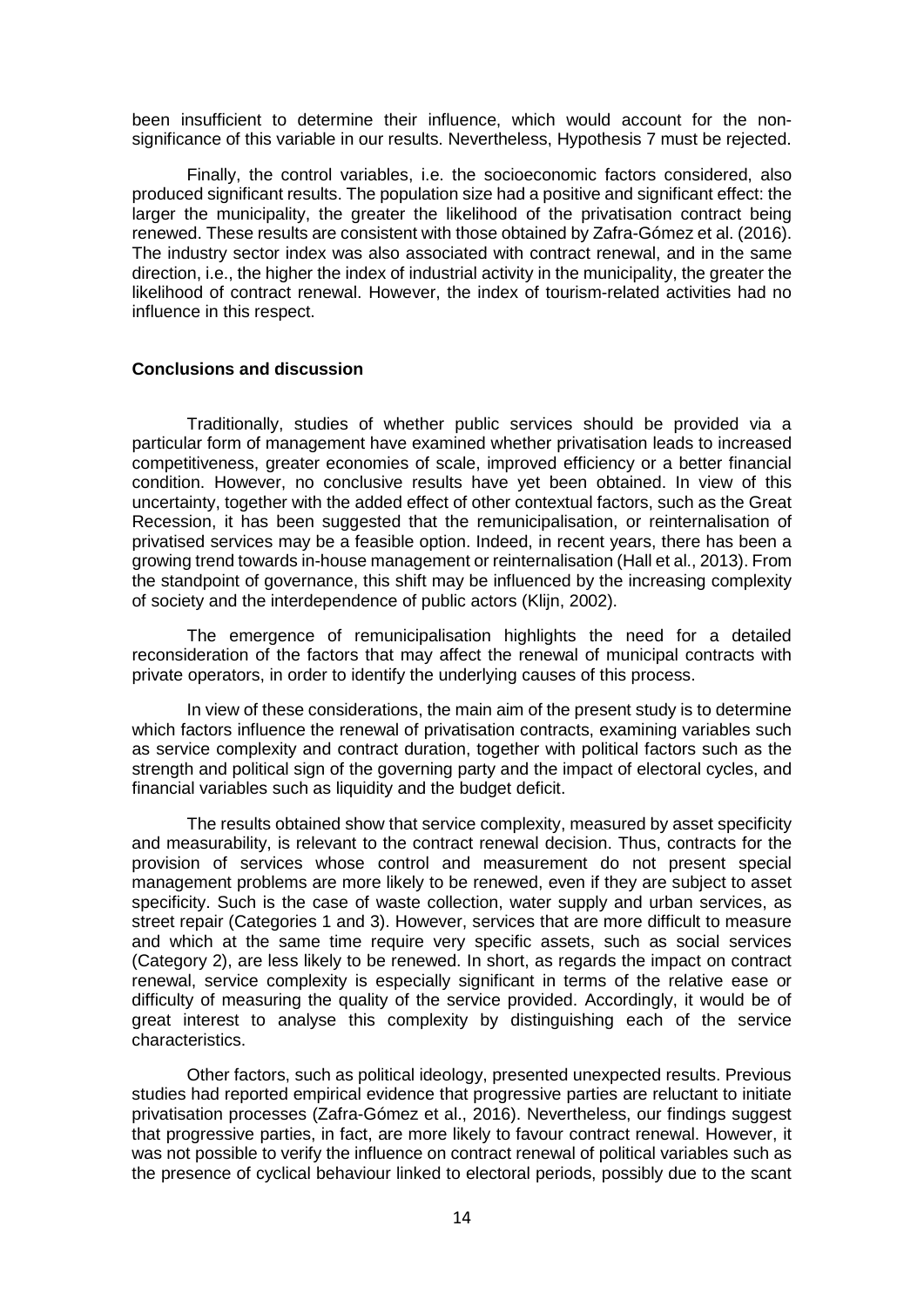been insufficient to determine their influence, which would account for the non-significance of this variable in our results. Nevertheless, Hypothesis 7 must be rejected.

Finally, the control variables, i.e. the socioeconomic factors considered, also produced significant results. The population size had a positive and significant effect: the larger the municipality, the greater the likelihood of the privatisation contract being renewed. These results are consistent with those obtained by Zafra-Gómez et al. (2016). The industry sector index was also associated with contract renewal, and in the same direction, i.e., the higher the index of industrial activity in the municipality, the greater the likelihood of contract renewal. However, the index of tourism-related activities had no influence in this respect.

**Conclusions and discussion**

Traditionally, studies of whether public services should be provided via a particular form of management have examined whether privatisation leads to increased competitiveness, greater economies of scale, improved efficiency or a better financial condition. However, no conclusive results have yet been obtained. In view of this uncertainty, together with the added effect of other contextual factors, such as the Great Recession, it has been suggested that the remunicipalisation, or reinternalisation of privatised services may be a feasible option. Indeed, in recent years, there has been a growing trend towards in-house management or reinternalisation (Hall et al., 2013). From the standpoint of governance, this shift may be influenced by the increasing complexity of society and the interdependence of public actors (Klijn, 2002).

The emergence of remunicipalisation highlights the need for a detailed reconsideration of the factors that may affect the renewal of municipal contracts with private operators, in order to identify the underlying causes of this process.

In view of these considerations, the main aim of the present study is to determine which factors influence the renewal of privatisation contracts, examining variables such as service complexity and contract duration, together with political factors such as the strength and political sign of the governing party and the impact of electoral cycles, and financial variables such as liquidity and the budget deficit.

The results obtained show that service complexity, measured by asset specificity and measurability, is relevant to the contract renewal decision. Thus, contracts for the provision of services whose control and measurement do not present special management problems are more likely to be renewed, even if they are subject to asset specificity. Such is the case of waste collection, water supply and urban services, as street repair (Categories 1 and 3). However, services that are more difficult to measure and which at the same time require very specific assets, such as social services (Category 2), are less likely to be renewed. In short, as regards the impact on contract renewal, service complexity is especially significant in terms of the relative ease or difficulty of measuring the quality of the service provided. Accordingly, it would be of great interest to analyse this complexity by distinguishing each of the service characteristics.

Other factors, such as political ideology, presented unexpected results. Previous studies had reported empirical evidence that progressive parties are reluctant to initiate privatisation processes (Zafra-Gómez et al., 2016). Nevertheless, our findings suggest that progressive parties, in fact, are more likely to favour contract renewal. However, it was not possible to verify the influence on contract renewal of political variables such as the presence of cyclical behaviour linked to electoral periods, possibly due to the scant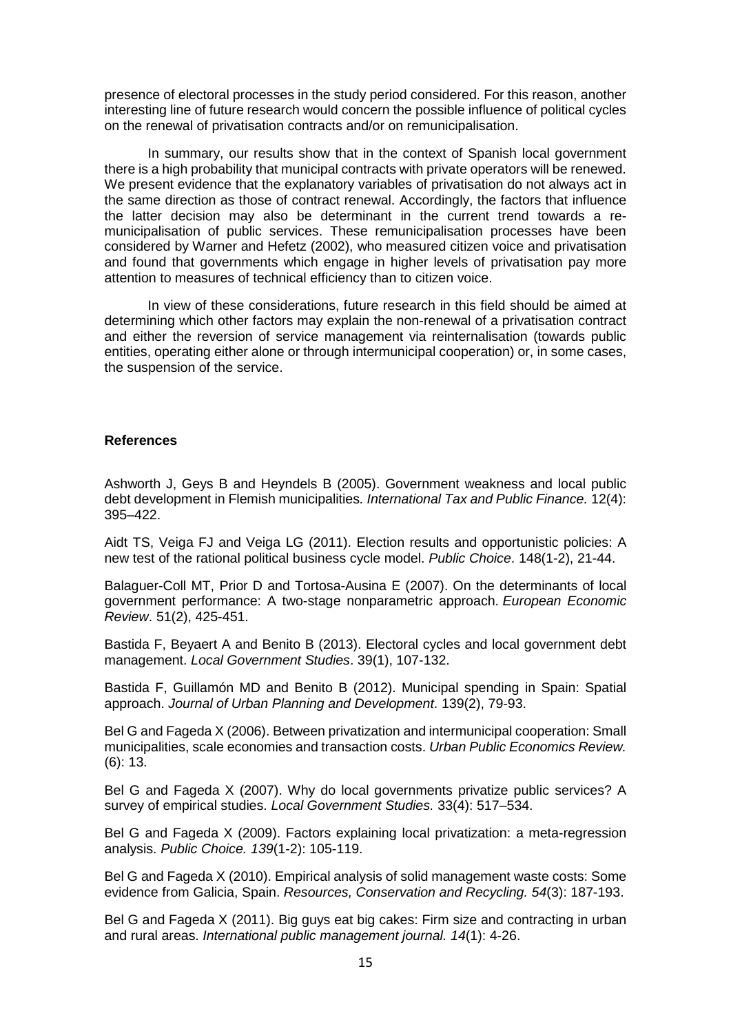presence of electoral processes in the study period considered. For this reason, another interesting line of future research would concern the possible influence of political cycles on the renewal of privatisation contracts and/or on remunicipalisation.

In summary, our results show that in the context of Spanish local government there is a high probability that municipal contracts with private operators will be renewed. We present evidence that the explanatory variables of privatisation do not always act in the same direction as those of contract renewal. Accordingly, the factors that influence the latter decision may also be determinant in the current trend towards a re-municipalisation of public services. These remunicipalisation processes have been considered by Warner and Hefetz (2002), who measured citizen voice and privatisation and found that governments which engage in higher levels of privatisation pay more attention to measures of technical efficiency than to citizen voice.

In view of these considerations, future research in this field should be aimed at determining which other factors may explain the non-renewal of a privatisation contract and either the reversion of service management via reinternalisation (towards public entities, operating either alone or through intermunicipal cooperation) or, in some cases, the suspension of the service.

**References**

Ashworth J, Geys B and Heyndels B (2005). Government weakness and local public debt development in Flemish municipalities. *International Tax and Public Finance.* 12(4): 395–422.

Aidt TS, Veiga FJ and Veiga LG (2011). Election results and opportunistic policies: A new test of the rational political business cycle model. *Public Choice*. 148(1-2), 21-44.

Balaguer-Coll MT, Prior D and Tortosa-Ausina E (2007). On the determinants of local government performance: A two-stage nonparametric approach. *European Economic Review*. 51(2), 425-451.

Bastida F, Beyaert A and Benito B (2013). Electoral cycles and local government debt management. *Local Government Studies*. 39(1), 107-132.

Bastida F, Guillamón MD and Benito B (2012). Municipal spending in Spain: Spatial approach. *Journal of Urban Planning and Development*. 139(2), 79-93.

Bel G and Fageda X (2006). Between privatization and intermunicipal cooperation: Small municipalities, scale economies and transaction costs. *Urban Public Economics Review.* (6): 13.

Bel G and Fageda X (2007). Why do local governments privatize public services? A survey of empirical studies. *Local Government Studies.* 33(4): 517–534.

Bel G and Fageda X (2009). Factors explaining local privatization: a meta-regression analysis. *Public Choice. 139*(1-2): 105-119.

Bel G and Fageda X (2010). Empirical analysis of solid management waste costs: Some evidence from Galicia, Spain. *Resources, Conservation and Recycling. 54*(3): 187-193.

Bel G and Fageda X (2011). Big guys eat big cakes: Firm size and contracting in urban and rural areas. *International public management journal. 14*(1): 4-26.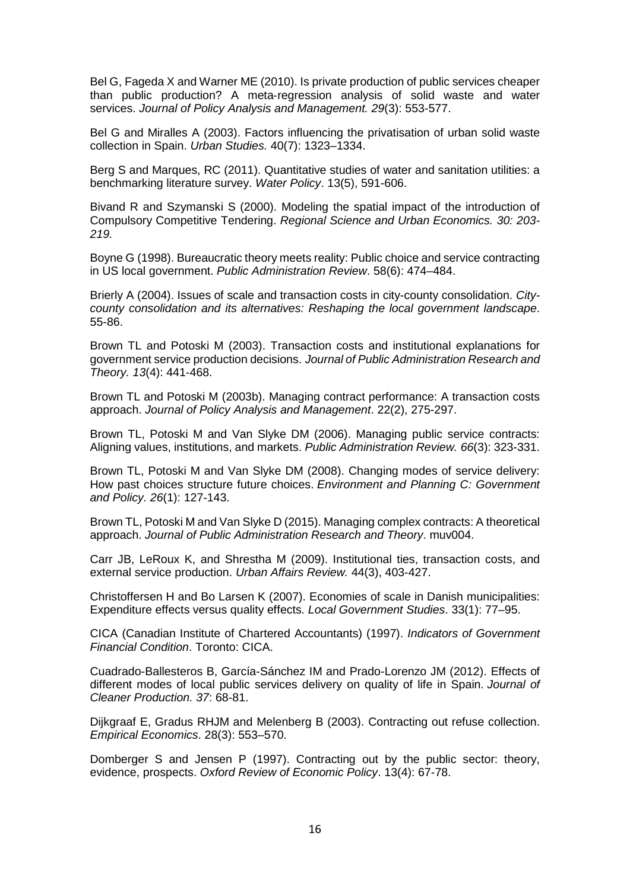Bel G, Fageda X and Warner ME (2010). Is private production of public services cheaper than public production? A meta-regression analysis of solid waste and water services. *Journal of Policy Analysis and Management. 29*(3): 553-577.

Bel G and Miralles A (2003). Factors influencing the privatisation of urban solid waste collection in Spain. *Urban Studies.* 40(7): 1323–1334.

Berg S and Marques, RC (2011). Quantitative studies of water and sanitation utilities: a benchmarking literature survey. *Water Policy*. 13(5), 591-606.

Bivand R and Szymanski S (2000). Modeling the spatial impact of the introduction of Compulsory Competitive Tendering. *Regional Science and Urban Economics. 30: 203-219.*

Boyne G (1998). Bureaucratic theory meets reality: Public choice and service contracting in US local government. *Public Administration Review*. 58(6): 474–484.

Brierly A (2004). Issues of scale and transaction costs in city-county consolidation. *City-county consolidation and its alternatives: Reshaping the local government landscape*. 55-86.

Brown TL and Potoski M (2003). Transaction costs and institutional explanations for government service production decisions. *Journal of Public Administration Research and Theory. 13*(4): 441-468.

Brown TL and Potoski M (2003b). Managing contract performance: A transaction costs approach. *Journal of Policy Analysis and Management*. 22(2), 275-297.

Brown TL, Potoski M and Van Slyke DM (2006). Managing public service contracts: Aligning values, institutions, and markets. *Public Administration Review. 66*(3): 323-331.

Brown TL, Potoski M and Van Slyke DM (2008). Changing modes of service delivery: How past choices structure future choices. *Environment and Planning C: Government and Policy. 26*(1): 127-143.

Brown TL, Potoski M and Van Slyke D (2015). Managing complex contracts: A theoretical approach. *Journal of Public Administration Research and Theory*. muv004.

Carr JB, LeRoux K, and Shrestha M (2009). Institutional ties, transaction costs, and external service production. *Urban Affairs Review.* 44(3), 403-427.

Christoffersen H and Bo Larsen K (2007). Economies of scale in Danish municipalities: Expenditure effects versus quality effects. *Local Government Studies*. 33(1): 77–95.

CICA (Canadian Institute of Chartered Accountants) (1997). *Indicators of Government Financial Condition*. Toronto: CICA.

Cuadrado-Ballesteros B, García-Sánchez IM and Prado-Lorenzo JM (2012). Effects of different modes of local public services delivery on quality of life in Spain. *Journal of Cleaner Production. 37*: 68-81.

Dijkgraaf E, Gradus RHJM and Melenberg B (2003). Contracting out refuse collection. *Empirical Economics*. 28(3): 553–570.

Domberger S and Jensen P (1997). Contracting out by the public sector: theory, evidence, prospects. *Oxford Review of Economic Policy*. 13(4): 67-78.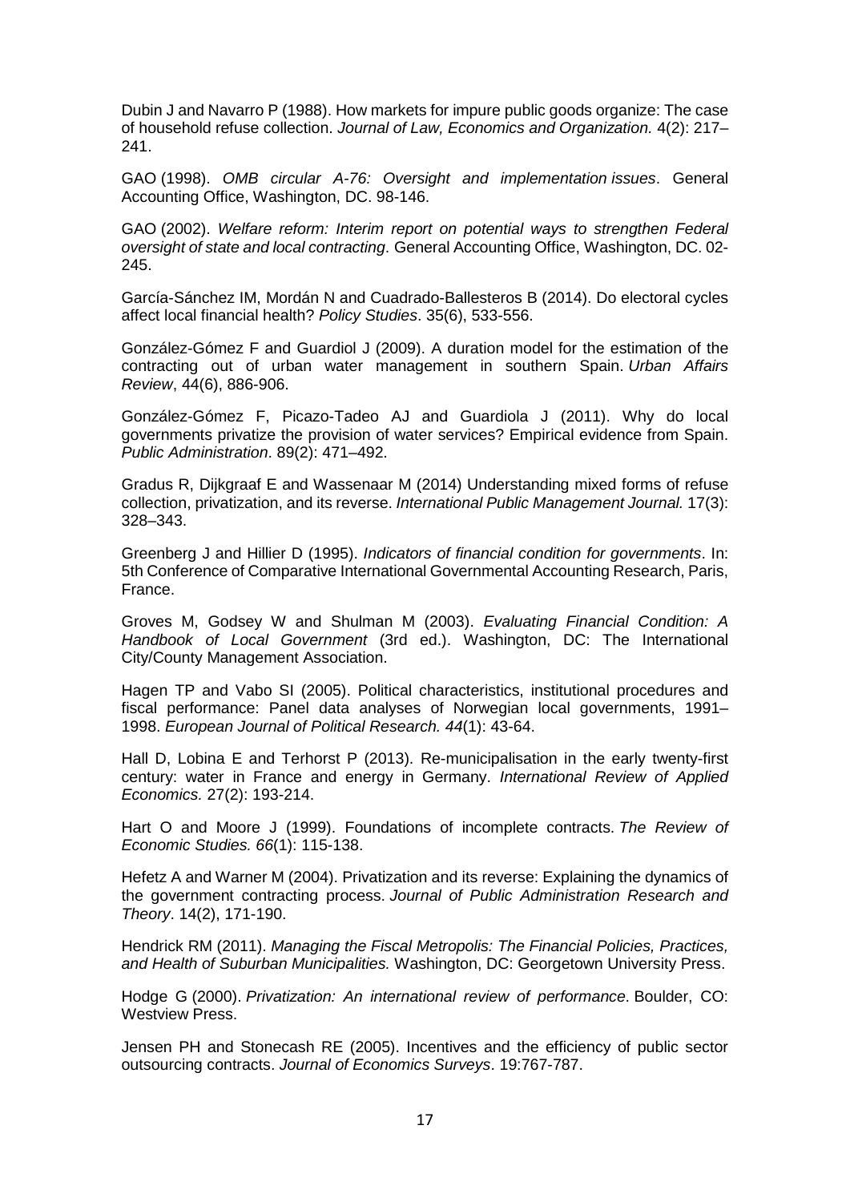Dubin J and Navarro P (1988). How markets for impure public goods organize: The case of household refuse collection. *Journal of Law, Economics and Organization.* 4(2): 217–241.

GAO (1998). *OMB circular A-76: Oversight and implementation issues*. General Accounting Office, Washington, DC. 98-146.

GAO (2002). *Welfare reform: Interim report on potential ways to strengthen Federal oversight of state and local contracting*. General Accounting Office, Washington, DC. 02-245.

García-Sánchez IM, Mordán N and Cuadrado-Ballesteros B (2014). Do electoral cycles affect local financial health? *Policy Studies*. 35(6), 533-556.

González-Gómez F and Guardiol J (2009). A duration model for the estimation of the contracting out of urban water management in southern Spain. *Urban Affairs Review*, 44(6), 886-906.

González-Gómez F, Picazo-Tadeo AJ and Guardiola J (2011). Why do local governments privatize the provision of water services? Empirical evidence from Spain. *Public Administration*. 89(2): 471–492.

Gradus R, Dijkgraaf E and Wassenaar M (2014) Understanding mixed forms of refuse collection, privatization, and its reverse. *International Public Management Journal.* 17(3): 328–343.

Greenberg J and Hillier D (1995). *Indicators of financial condition for governments*. In: 5th Conference of Comparative International Governmental Accounting Research, Paris, France.

Groves M, Godsey W and Shulman M (2003). *Evaluating Financial Condition: A Handbook of Local Government* (3rd ed.). Washington, DC: The International City/County Management Association.

Hagen TP and Vabo SI (2005). Political characteristics, institutional procedures and fiscal performance: Panel data analyses of Norwegian local governments, 1991–1998. *European Journal of Political Research. 44*(1): 43-64.

Hall D, Lobina E and Terhorst P (2013). Re-municipalisation in the early twenty-first century: water in France and energy in Germany. *International Review of Applied Economics.* 27(2): 193-214.

Hart O and Moore J (1999). Foundations of incomplete contracts. *The Review of Economic Studies. 66*(1): 115-138.

Hefetz A and Warner M (2004). Privatization and its reverse: Explaining the dynamics of the government contracting process. *Journal of Public Administration Research and Theory*. 14(2), 171-190.

Hendrick RM (2011). *Managing the Fiscal Metropolis: The Financial Policies, Practices, and Health of Suburban Municipalities.* Washington, DC: Georgetown University Press.

Hodge G (2000). *Privatization: An international review of performance*. Boulder, CO: Westview Press.

Jensen PH and Stonecash RE (2005). Incentives and the efficiency of public sector outsourcing contracts. *Journal of Economics Surveys*. 19:767-787.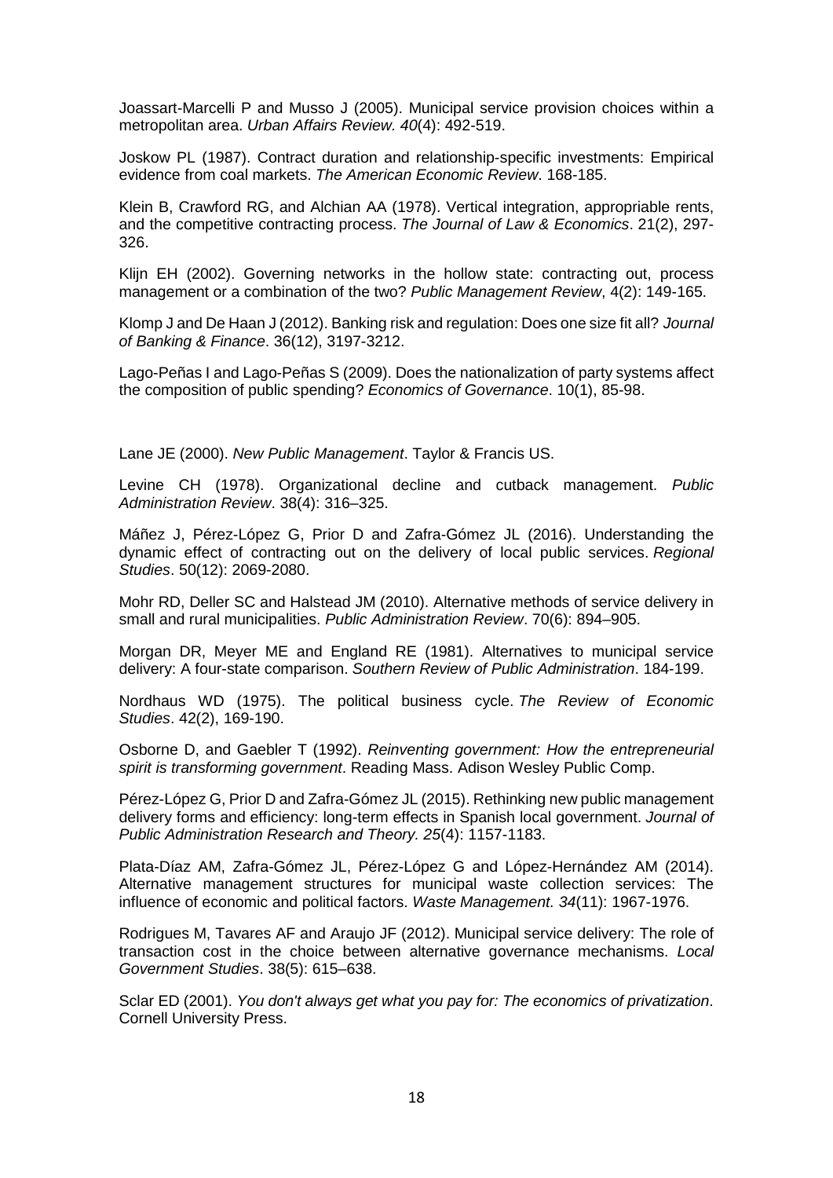Joassart-Marcelli P and Musso J (2005). Municipal service provision choices within a metropolitan area. *Urban Affairs Review. 40*(4): 492-519.

Joskow PL (1987). Contract duration and relationship-specific investments: Empirical evidence from coal markets. *The American Economic Review*. 168-185.

Klein B, Crawford RG, and Alchian AA (1978). Vertical integration, appropriable rents, and the competitive contracting process. *The Journal of Law & Economics*. 21(2), 297-326.

Klijn EH (2002). Governing networks in the hollow state: contracting out, process management or a combination of the two? *Public Management Review*, 4(2): 149-165.

Klomp J and De Haan J (2012). Banking risk and regulation: Does one size fit all? *Journal of Banking & Finance*. 36(12), 3197-3212.

Lago-Peñas I and Lago-Peñas S (2009). Does the nationalization of party systems affect the composition of public spending? *Economics of Governance*. 10(1), 85-98.

Lane JE (2000). *New Public Management*. Taylor & Francis US.

Levine CH (1978). Organizational decline and cutback management. *Public Administration Review*. 38(4): 316–325.

Máñez J, Pérez-López G, Prior D and Zafra-Gómez JL (2016). Understanding the dynamic effect of contracting out on the delivery of local public services. *Regional Studies*. 50(12): 2069-2080.

Mohr RD, Deller SC and Halstead JM (2010). Alternative methods of service delivery in small and rural municipalities. *Public Administration Review*. 70(6): 894–905.

Morgan DR, Meyer ME and England RE (1981). Alternatives to municipal service delivery: A four-state comparison. *Southern Review of Public Administration*. 184-199.

Nordhaus WD (1975). The political business cycle. *The Review of Economic Studies*. 42(2), 169-190.

Osborne D, and Gaebler T (1992). *Reinventing government: How the entrepreneurial spirit is transforming government*. Reading Mass. Adison Wesley Public Comp.

Pérez-López G, Prior D and Zafra-Gómez JL (2015). Rethinking new public management delivery forms and efficiency: long-term effects in Spanish local government. *Journal of Public Administration Research and Theory. 25*(4): 1157-1183.

Plata-Díaz AM, Zafra-Gómez JL, Pérez-López G and López-Hernández AM (2014). Alternative management structures for municipal waste collection services: The influence of economic and political factors. *Waste Management. 34*(11): 1967-1976.

Rodrigues M, Tavares AF and Araujo JF (2012). Municipal service delivery: The role of transaction cost in the choice between alternative governance mechanisms. *Local Government Studies*. 38(5): 615–638.

Sclar ED (2001). *You don't always get what you pay for: The economics of privatization*. Cornell University Press.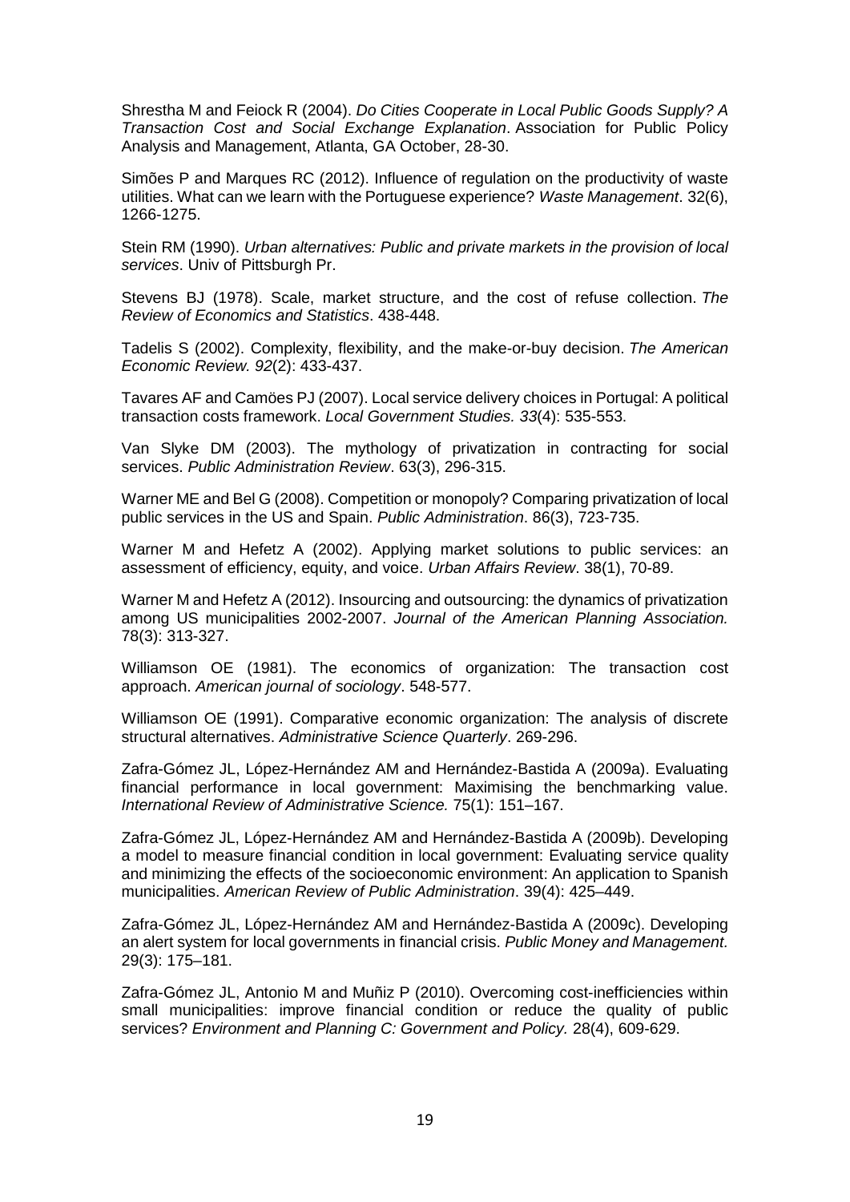Shrestha M and Feiock R (2004). *Do Cities Cooperate in Local Public Goods Supply? A Transaction Cost and Social Exchange Explanation*. Association for Public Policy Analysis and Management, Atlanta, GA October, 28-30.

Simões P and Marques RC (2012). Influence of regulation on the productivity of waste utilities. What can we learn with the Portuguese experience? *Waste Management*. 32(6), 1266-1275.

Stein RM (1990). *Urban alternatives: Public and private markets in the provision of local services*. Univ of Pittsburgh Pr.

Stevens BJ (1978). Scale, market structure, and the cost of refuse collection. *The Review of Economics and Statistics*. 438-448.

Tadelis S (2002). Complexity, flexibility, and the make-or-buy decision. *The American Economic Review. 92*(2): 433-437.

Tavares AF and Camöes PJ (2007). Local service delivery choices in Portugal: A political transaction costs framework. *Local Government Studies. 33*(4): 535-553.

Van Slyke DM (2003). The mythology of privatization in contracting for social services. *Public Administration Review*. 63(3), 296-315.

Warner ME and Bel G (2008). Competition or monopoly? Comparing privatization of local public services in the US and Spain. *Public Administration*. 86(3), 723-735.

Warner M and Hefetz A (2002). Applying market solutions to public services: an assessment of efficiency, equity, and voice. *Urban Affairs Review*. 38(1), 70-89.

Warner M and Hefetz A (2012). Insourcing and outsourcing: the dynamics of privatization among US municipalities 2002-2007. *Journal of the American Planning Association.* 78(3): 313-327.

Williamson OE (1981). The economics of organization: The transaction cost approach. *American journal of sociology*. 548-577.

Williamson OE (1991). Comparative economic organization: The analysis of discrete structural alternatives. *Administrative Science Quarterly*. 269-296.

Zafra-Gómez JL, López-Hernández AM and Hernández-Bastida A (2009a). Evaluating financial performance in local government: Maximising the benchmarking value. *International Review of Administrative Science.* 75(1): 151–167.

Zafra-Gómez JL, López-Hernández AM and Hernández-Bastida A (2009b). Developing a model to measure financial condition in local government: Evaluating service quality and minimizing the effects of the socioeconomic environment: An application to Spanish municipalities. *American Review of Public Administration*. 39(4): 425–449.

Zafra-Gómez JL, López-Hernández AM and Hernández-Bastida A (2009c). Developing an alert system for local governments in financial crisis. *Public Money and Management.* 29(3): 175–181.

Zafra-Gómez JL, Antonio M and Muñiz P (2010). Overcoming cost-inefficiencies within small municipalities: improve financial condition or reduce the quality of public services? *Environment and Planning C: Government and Policy.* 28(4), 609-629.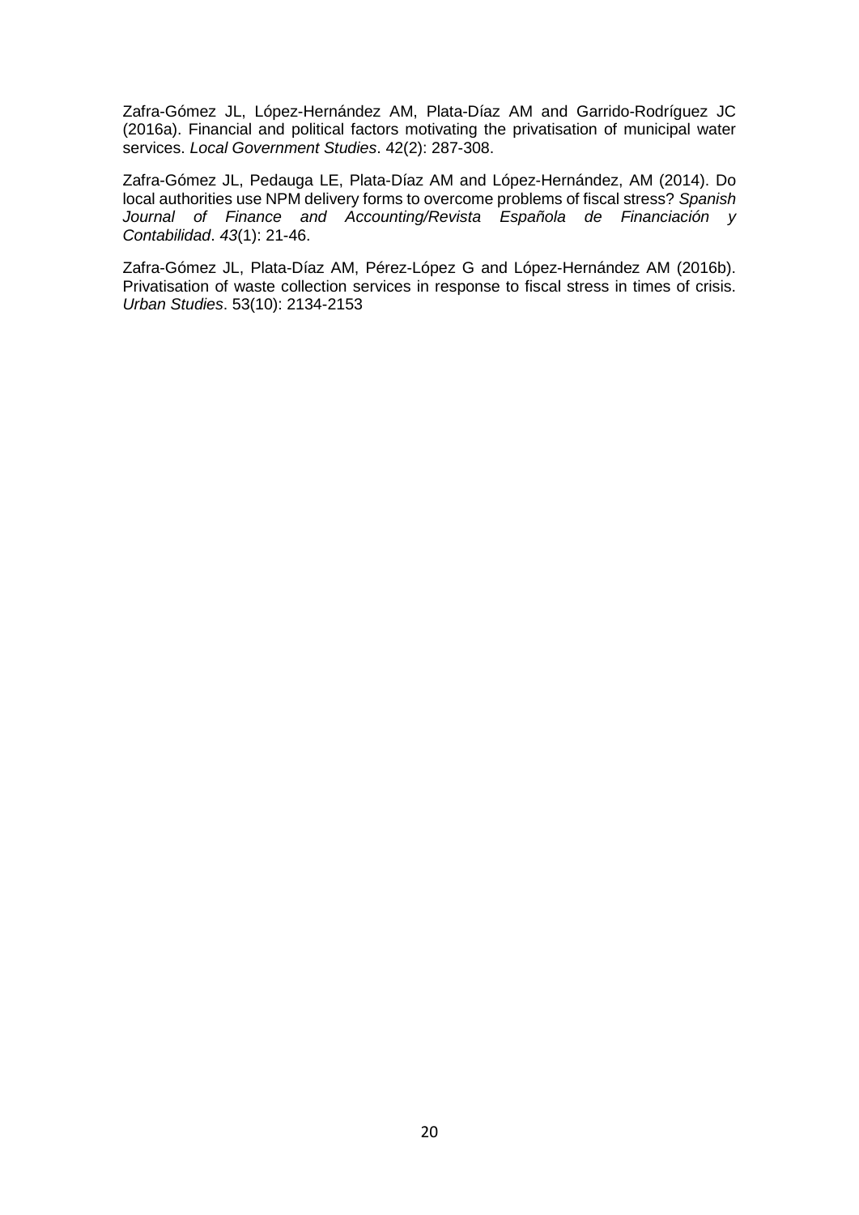Zafra-Gómez JL, López-Hernández AM, Plata-Díaz AM and Garrido-Rodríguez JC (2016a). Financial and political factors motivating the privatisation of municipal water services. *Local Government Studies*. 42(2): 287-308.

Zafra-Gómez JL, Pedauga LE, Plata-Díaz AM and López-Hernández, AM (2014). Do local authorities use NPM delivery forms to overcome problems of fiscal stress? *Spanish Journal of Finance and Accounting/Revista Española de Financiación y Contabilidad*. *43*(1): 21-46.

Zafra-Gómez JL, Plata-Díaz AM, Pérez-López G and López-Hernández AM (2016b). Privatisation of waste collection services in response to fiscal stress in times of crisis. *Urban Studies*. 53(10): 2134-2153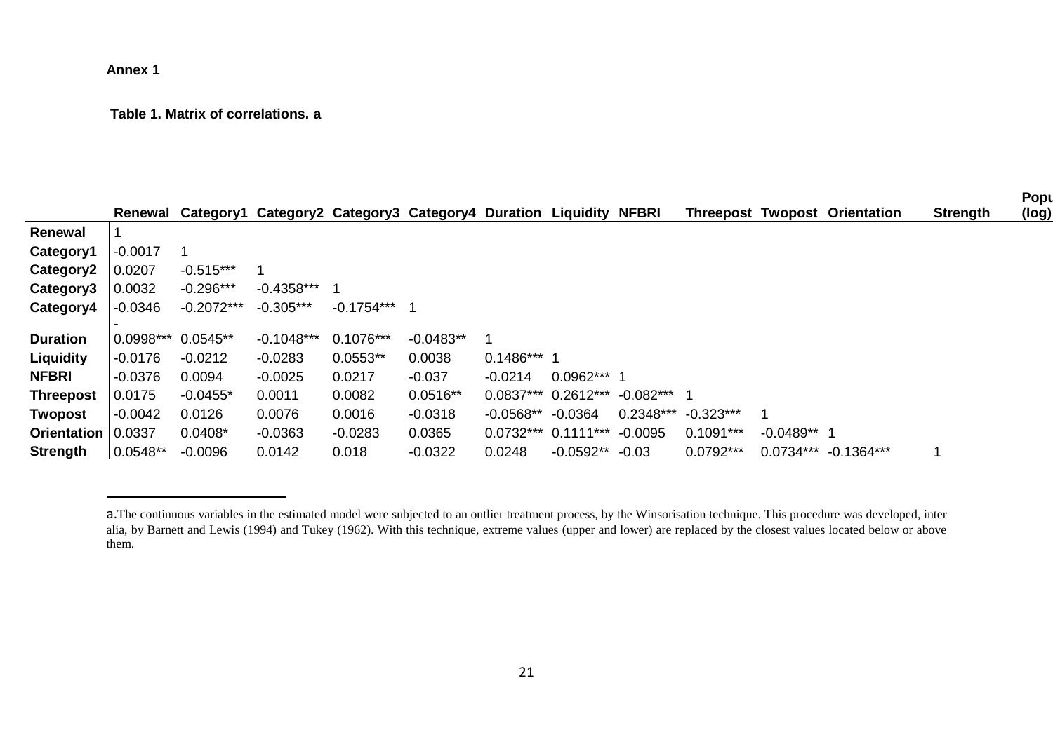**Annex 1**

**Table 1. Matrix of correlations. a**

| | Renewal | Category1 | Category2 | Category3 | Category4 | Duration | Liquidity | NFBRI | Threepost | Twopost | Orientation | Strength | Popu (log) |
|---|---|---|---|---|---|---|---|---|---|---|---|---|---|
| **Renewal** | 1 | | | | | | | | | | | | |
| **Category1** | -0.0017 | 1 | | | | | | | | | | | |
| **Category2** | 0.0207 | -0.515*** | 1 | | | | | | | | | | |
| **Category3** | 0.0032 | -0.296*** | -0.4358*** | 1 | | | | | | | | | |
| **Category4** | -0.0346 | -0.2072*** | -0.305*** | -0.1754*** | 1 | | | | | | | | |
| **Duration** | -0.0998*** | 0.0545** | -0.1048*** | 0.1076*** | -0.0483** | 1 | | | | | | | |
| **Liquidity** | -0.0176 | -0.0212 | -0.0283 | 0.0553** | 0.0038 | 0.1486*** | 1 | | | | | | |
| **NFBRI** | -0.0376 | 0.0094 | -0.0025 | 0.0217 | -0.037 | -0.0214 | 0.0962*** | 1 | | | | | |
| **Threepost** | 0.0175 | -0.0455* | 0.0011 | 0.0082 | 0.0516** | 0.0837*** | 0.2612*** | -0.082*** | 1 | | | | |
| **Twopost** | -0.0042 | 0.0126 | 0.0076 | 0.0016 | -0.0318 | -0.0568** | -0.0364 | 0.2348*** | -0.323*** | 1 | | | |
| **Orientation** | 0.0337 | 0.0408* | -0.0363 | -0.0283 | 0.0365 | 0.0732*** | 0.1111*** | -0.0095 | 0.1091*** | -0.0489** | 1 | | |
| **Strength** | 0.0548** | -0.0096 | 0.0142 | 0.018 | -0.0322 | 0.0248 | -0.0592** | -0.03 | 0.0792*** | 0.0734*** | -0.1364*** | 1 | |

a.The continuous variables in the estimated model were subjected to an outlier treatment process, by the Winsorisation technique. This procedure was developed, inter alia, by Barnett and Lewis (1994) and Tukey (1962). With this technique, extreme values (upper and lower) are replaced by the closest values located below or above them.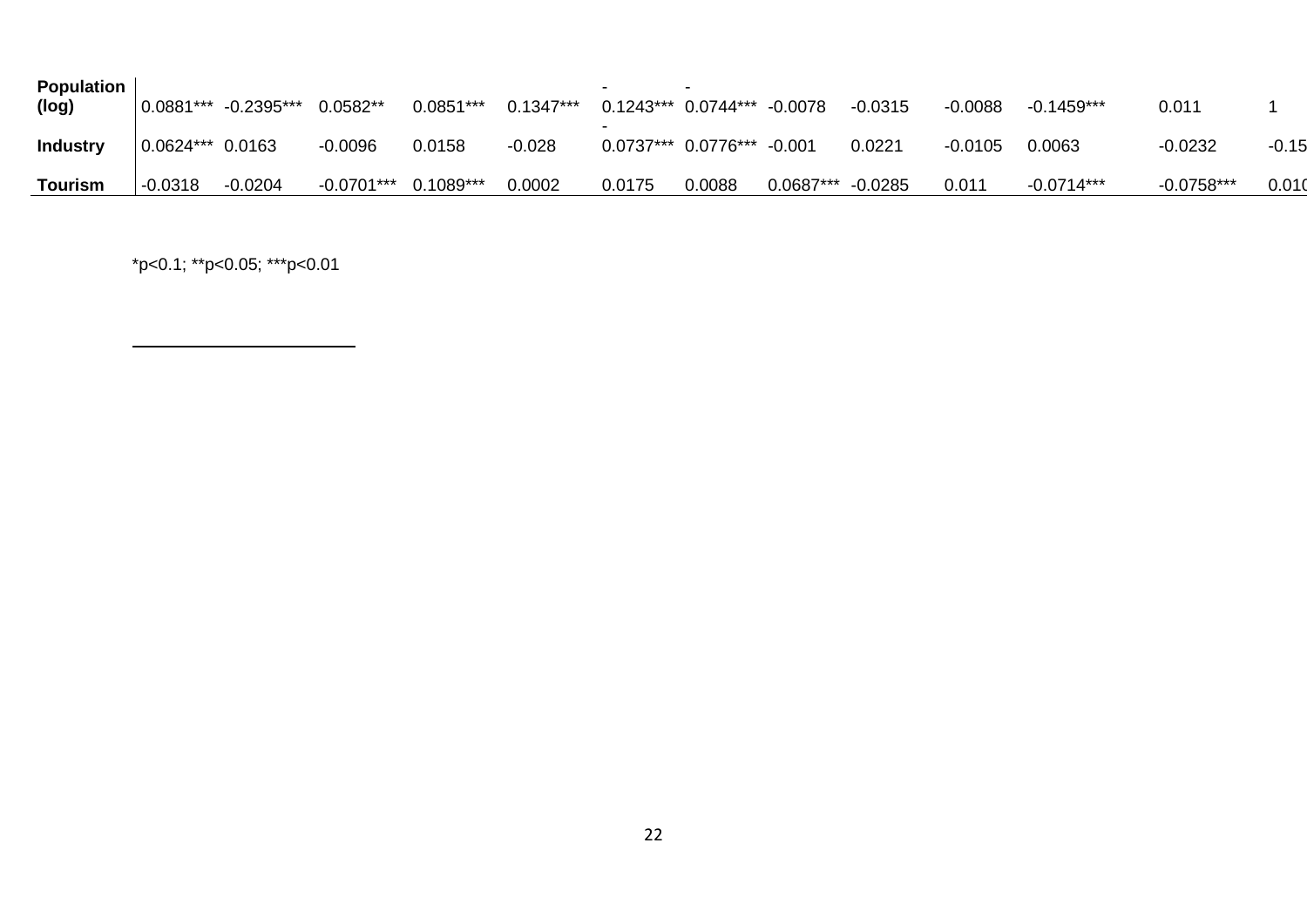| | | | | | | | | | | | | | |
|---|---|---|---|---|---|---|---|---|---|---|---|---|---|
| **Population (log)** | 0.0881*** | -0.2395*** | 0.0582** | 0.0851*** | 0.1347*** | -0.1243*** | -0.0744*** | -0.0078 | -0.0315 | -0.0088 | -0.1459*** | 0.011 | 1 |
| **Industry** | 0.0624*** | 0.0163 | -0.0096 | 0.0158 | -0.028 | -0.0737*** | 0.0776*** | -0.001 | 0.0221 | -0.0105 | 0.0063 | -0.0232 | -0.15 |
| **Tourism** | -0.0318 | -0.0204 | -0.0701*** | 0.1089*** | 0.0002 | 0.0175 | 0.0088 | 0.0687*** | -0.0285 | 0.011 | -0.0714*** | -0.0758*** | 0.010 |

*p<0.1; **p<0.05; ***p<0.01